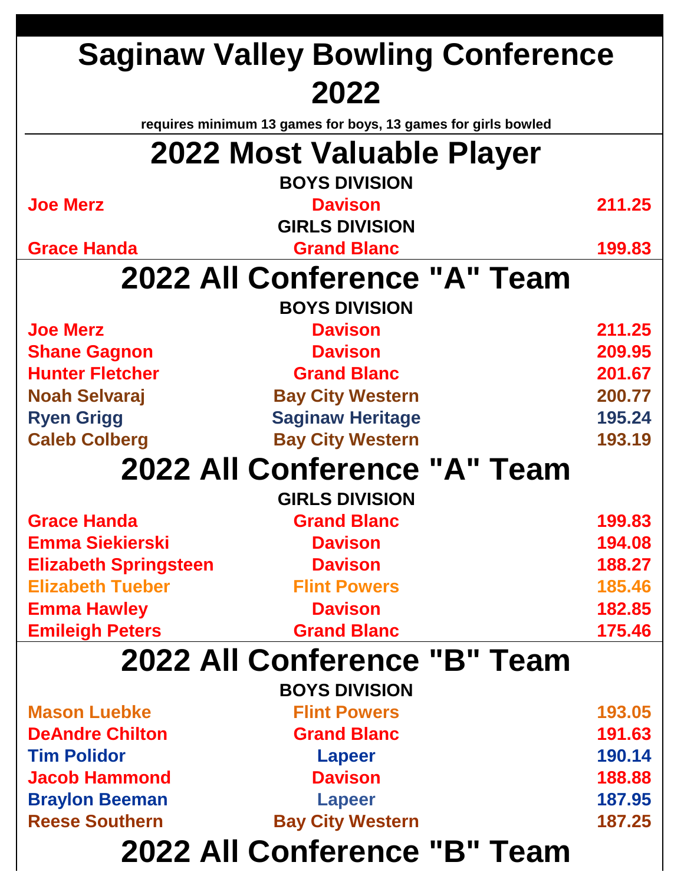# Saginaw Valley Bowling Conference 2022

**requires minimum 13 games for boys, 13 games for girls bowled**

## 2022 Most Valuable Player

### BOYS DIVISION

| Name | School | Average |
|---|---|---|
| Joe Merz | Davison | 211.25 |

### GIRLS DIVISION

| Name | School | Average |
|---|---|---|
| Grace Handa | Grand Blanc | 199.83 |

## 2022 All Conference "A" Team

### BOYS DIVISION

| Name | School | Average |
|---|---|---|
| Joe Merz | Davison | 211.25 |
| Shane Gagnon | Davison | 209.95 |
| Hunter Fletcher | Grand Blanc | 201.67 |
| Noah Selvaraj | Bay City Western | 200.77 |
| Ryen Grigg | Saginaw Heritage | 195.24 |
| Caleb Colberg | Bay City Western | 193.19 |

## 2022 All Conference "A" Team

### GIRLS DIVISION

| Name | School | Average |
|---|---|---|
| Grace Handa | Grand Blanc | 199.83 |
| Emma Siekierski | Davison | 194.08 |
| Elizabeth Springsteen | Davison | 188.27 |
| Elizabeth Tueber | Flint Powers | 185.46 |
| Emma Hawley | Davison | 182.85 |
| Emileigh Peters | Grand Blanc | 175.46 |

## 2022 All Conference "B" Team

### BOYS DIVISION

| Name | School | Average |
|---|---|---|
| Mason Luebke | Flint Powers | 193.05 |
| DeAndre Chilton | Grand Blanc | 191.63 |
| Tim Polidor | Lapeer | 190.14 |
| Jacob Hammond | Davison | 188.88 |
| Braylon Beeman | Lapeer | 187.95 |
| Reese Southern | Bay City Western | 187.25 |

## 2022 All Conference "B" Team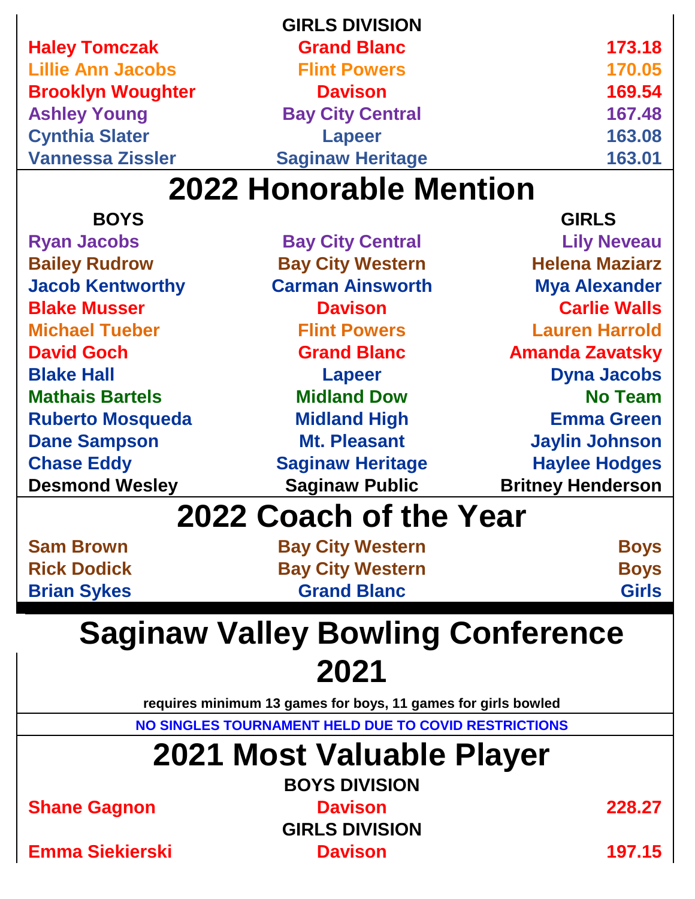### GIRLS DIVISION

| | | |
|---|---|---|
| Haley Tomczak | Grand Blanc | 173.18 |
| Lillie Ann Jacobs | Flint Powers | 170.05 |
| Brooklyn Woughter | Davison | 169.54 |
| Ashley Young | Bay City Central | 167.48 |
| Cynthia Slater | Lapeer | 163.08 |
| Vannessa Zissler | Saginaw Heritage | 163.01 |

# 2022 Honorable Mention

| BOYS | | GIRLS |
|---|---|---|
| Ryan Jacobs | Bay City Central | Lily Neveau |
| Bailey Rudrow | Bay City Western | Helena Maziarz |
| Jacob Kentworthy | Carman Ainsworth | Mya Alexander |
| Blake Musser | Davison | Carlie Walls |
| Michael Tueber | Flint Powers | Lauren Harrold |
| David Goch | Grand Blanc | Amanda Zavatsky |
| Blake Hall | Lapeer | Dyna Jacobs |
| Mathais Bartels | Midland Dow | No Team |
| Ruberto Mosqueda | Midland High | Emma Green |
| Dane Sampson | Mt. Pleasant | Jaylin Johnson |
| Chase Eddy | Saginaw Heritage | Haylee Hodges |
| Desmond Wesley | Saginaw Public | Britney Henderson |

# 2022 Coach of the Year

| | | |
|---|---|---|
| Sam Brown | Bay City Western | Boys |
| Rick Dodick | Bay City Western | Boys |
| Brian Sykes | Grand Blanc | Girls |

# Saginaw Valley Bowling Conference 2021

**requires minimum 13 games for boys, 11 games for girls bowled**

**NO SINGLES TOURNAMENT HELD DUE TO COVID RESTRICTIONS**

# 2021 Most Valuable Player

### BOYS DIVISION

| | | |
|---|---|---|
| Shane Gagnon | Davison | 228.27 |

### GIRLS DIVISION

| | | |
|---|---|---|
| Emma Siekierski | Davison | 197.15 |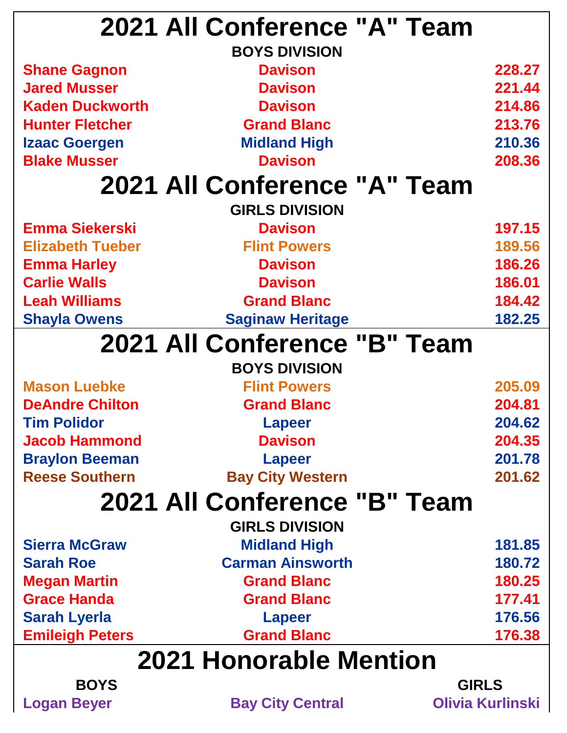# 2021 All Conference "A" Team

**BOYS DIVISION**

| Name | School | Score |
|---|---|---|
| Shane Gagnon | Davison | 228.27 |
| Jared Musser | Davison | 221.44 |
| Kaden Duckworth | Davison | 214.86 |
| Hunter Fletcher | Grand Blanc | 213.76 |
| Izaac Goergen | Midland High | 210.36 |
| Blake Musser | Davison | 208.36 |

# 2021 All Conference "A" Team

**GIRLS DIVISION**

| Name | School | Score |
|---|---|---|
| Emma Siekerski | Davison | 197.15 |
| Elizabeth Tueber | Flint Powers | 189.56 |
| Emma Harley | Davison | 186.26 |
| Carlie Walls | Davison | 186.01 |
| Leah Williams | Grand Blanc | 184.42 |
| Shayla Owens | Saginaw Heritage | 182.25 |

# 2021 All Conference "B" Team

**BOYS DIVISION**

| Name | School | Score |
|---|---|---|
| Mason Luebke | Flint Powers | 205.09 |
| DeAndre Chilton | Grand Blanc | 204.81 |
| Tim Polidor | Lapeer | 204.62 |
| Jacob Hammond | Davison | 204.35 |
| Braylon Beeman | Lapeer | 201.78 |
| Reese Southern | Bay City Western | 201.62 |

# 2021 All Conference "B" Team

**GIRLS DIVISION**

| Name | School | Score |
|---|---|---|
| Sierra McGraw | Midland High | 181.85 |
| Sarah Roe | Carman Ainsworth | 180.72 |
| Megan Martin | Grand Blanc | 180.25 |
| Grace Handa | Grand Blanc | 177.41 |
| Sarah Lyerla | Lapeer | 176.56 |
| Emileigh Peters | Grand Blanc | 176.38 |

# 2021 Honorable Mention

| BOYS | | GIRLS |
|---|---|---|
| Logan Beyer | Bay City Central | Olivia Kurlinski |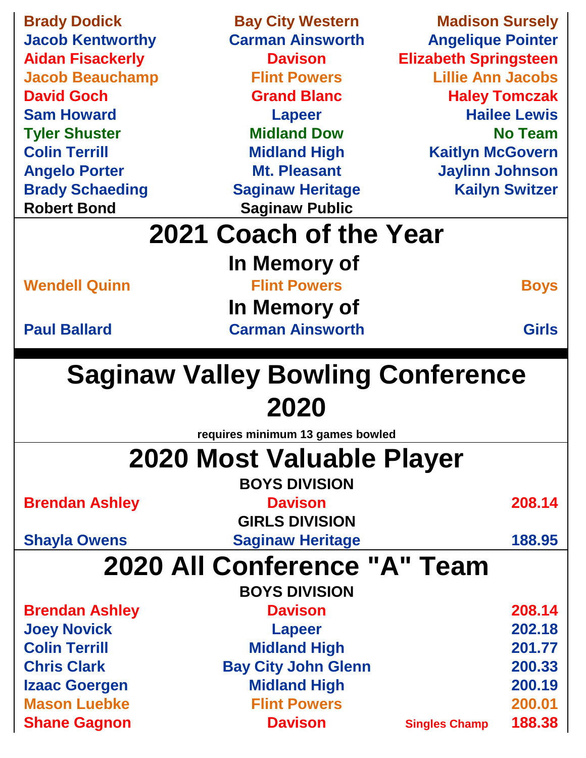| | | |
|---|---|---|
| Brady Dodick | Bay City Western | Madison Sursely |
| Jacob Kentworthy | Carman Ainsworth | Angelique Pointer |
| Aidan Fisackerly | Davison | Elizabeth Springsteen |
| Jacob Beauchamp | Flint Powers | Lillie Ann Jacobs |
| David Goch | Grand Blanc | Haley Tomczak |
| Sam Howard | Lapeer | Hailee Lewis |
| Tyler Shuster | Midland Dow | No Team |
| Colin Terrill | Midland High | Kaitlyn McGovern |
| Angelo Porter | Mt. Pleasant | Jaylinn Johnson |
| Brady Schaeding | Saginaw Heritage | Kailyn Switzer |
| Robert Bond | Saginaw Public | |

## 2021 Coach of the Year

**In Memory of**

| | | |
|---|---|---|
| Wendell Quinn | Flint Powers | Boys |

**In Memory of**

| | | |
|---|---|---|
| Paul Ballard | Carman Ainsworth | Girls |

# Saginaw Valley Bowling Conference 2020

**requires minimum 13 games bowled**

## 2020 Most Valuable Player

**BOYS DIVISION**

| | | |
|---|---|---|
| Brendan Ashley | Davison | 208.14 |

**GIRLS DIVISION**

| | | |
|---|---|---|
| Shayla Owens | Saginaw Heritage | 188.95 |

## 2020 All Conference "A" Team

**BOYS DIVISION**

| | | | |
|---|---|---|---|
| Brendan Ashley | Davison | | 208.14 |
| Joey Novick | Lapeer | | 202.18 |
| Colin Terrill | Midland High | | 201.77 |
| Chris Clark | Bay City John Glenn | | 200.33 |
| Izaac Goergen | Midland High | | 200.19 |
| Mason Luebke | Flint Powers | | 200.01 |
| Shane Gagnon | Davison | Singles Champ | 188.38 |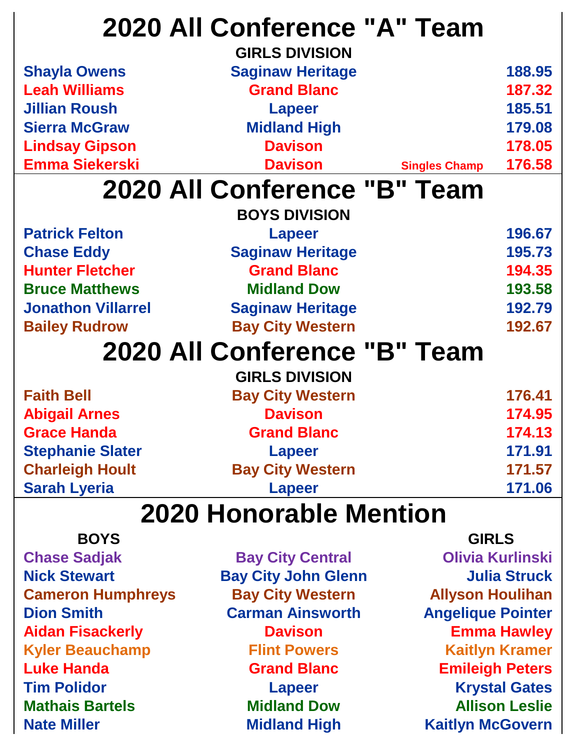# 2020 All Conference "A" Team

**GIRLS DIVISION**

| Name | School | | Average |
|---|---|---|---|
| Shayla Owens | Saginaw Heritage | | 188.95 |
| Leah Williams | Grand Blanc | | 187.32 |
| Jillian Roush | Lapeer | | 185.51 |
| Sierra McGraw | Midland High | | 179.08 |
| Lindsay Gipson | Davison | | 178.05 |
| Emma Siekerski | Davison | Singles Champ | 176.58 |

# 2020 All Conference "B" Team

**BOYS DIVISION**

| Name | School | Average |
|---|---|---|
| Patrick Felton | Lapeer | 196.67 |
| Chase Eddy | Saginaw Heritage | 195.73 |
| Hunter Fletcher | Grand Blanc | 194.35 |
| Bruce Matthews | Midland Dow | 193.58 |
| Jonathon Villarrel | Saginaw Heritage | 192.79 |
| Bailey Rudrow | Bay City Western | 192.67 |

# 2020 All Conference "B" Team

**GIRLS DIVISION**

| Name | School | Average |
|---|---|---|
| Faith Bell | Bay City Western | 176.41 |
| Abigail Arnes | Davison | 174.95 |
| Grace Handa | Grand Blanc | 174.13 |
| Stephanie Slater | Lapeer | 171.91 |
| Charleigh Hoult | Bay City Western | 171.57 |
| Sarah Lyeria | Lapeer | 171.06 |

# 2020 Honorable Mention

| BOYS | School | GIRLS |
|---|---|---|
| Chase Sadjak | Bay City Central | Olivia Kurlinski |
| Nick Stewart | Bay City John Glenn | Julia Struck |
| Cameron Humphreys | Bay City Western | Allyson Houlihan |
| Dion Smith | Carman Ainsworth | Angelique Pointer |
| Aidan Fisackerly | Davison | Emma Hawley |
| Kyler Beauchamp | Flint Powers | Kaitlyn Kramer |
| Luke Handa | Grand Blanc | Emileigh Peters |
| Tim Polidor | Lapeer | Krystal Gates |
| Mathais Bartels | Midland Dow | Allison Leslie |
| Nate Miller | Midland High | Kaitlyn McGovern |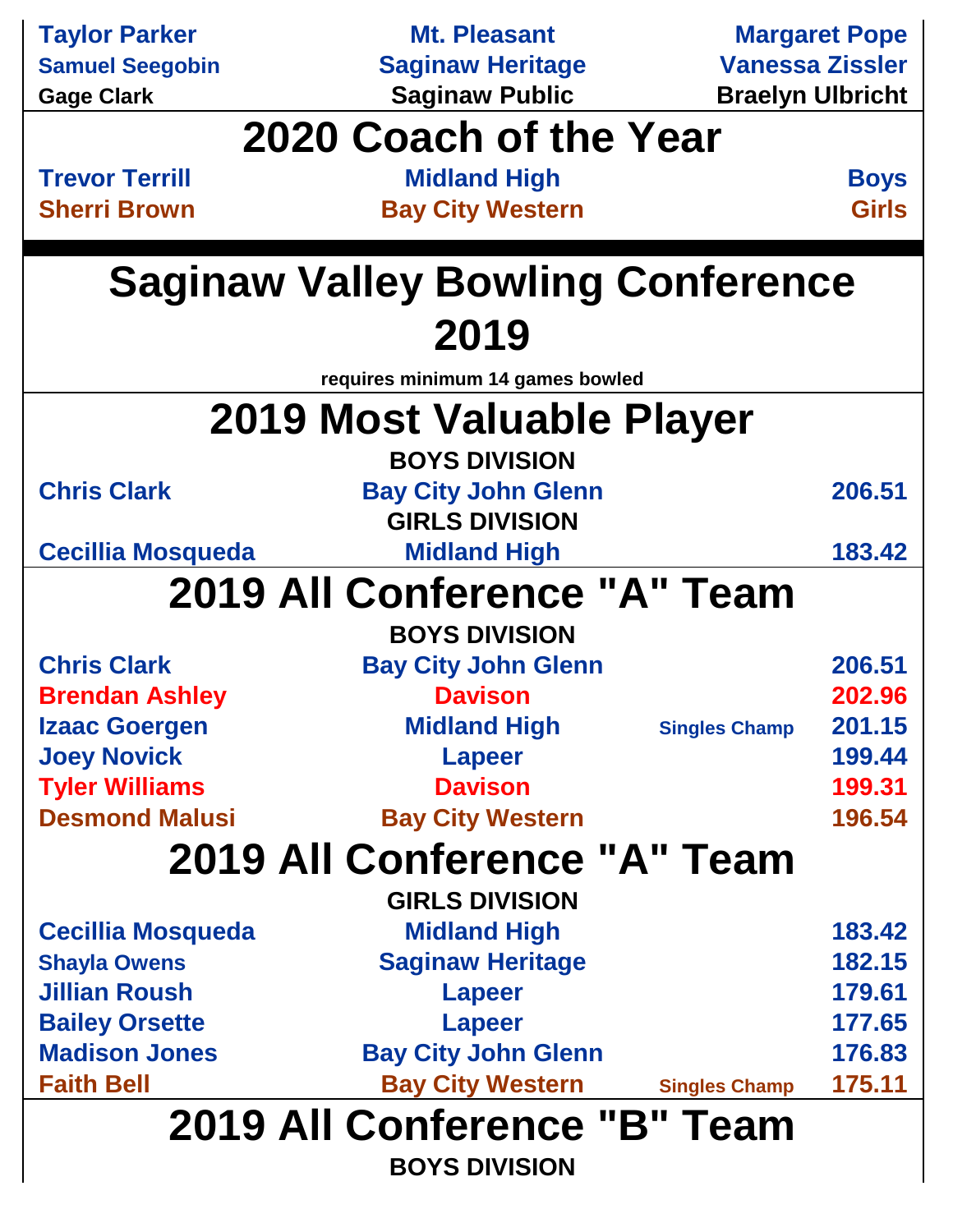| Taylor Parker | Mt. Pleasant | Margaret Pope |
|---|---|---|
| Samuel Seegobin | Saginaw Heritage | Vanessa Zissler |
| Gage Clark | Saginaw Public | Braelyn Ulbricht |

## 2020 Coach of the Year

| Trevor Terrill | Midland High | Boys |
|---|---|---|
| Sherri Brown | Bay City Western | Girls |

# Saginaw Valley Bowling Conference 2019

**requires minimum 14 games bowled**

## 2019 Most Valuable Player

**BOYS DIVISION**

| Chris Clark | Bay City John Glenn | | 206.51 |
|---|---|---|---|

**GIRLS DIVISION**

| Cecillia Mosqueda | Midland High | | 183.42 |
|---|---|---|---|

## 2019 All Conference "A" Team

**BOYS DIVISION**

| Name | School | | Average |
|---|---|---|---|
| Chris Clark | Bay City John Glenn | | 206.51 |
| Brendan Ashley | Davison | | 202.96 |
| Izaac Goergen | Midland High | Singles Champ | 201.15 |
| Joey Novick | Lapeer | | 199.44 |
| Tyler Williams | Davison | | 199.31 |
| Desmond Malusi | Bay City Western | | 196.54 |

## 2019 All Conference "A" Team

**GIRLS DIVISION**

| Name | School | | Average |
|---|---|---|---|
| Cecillia Mosqueda | Midland High | | 183.42 |
| Shayla Owens | Saginaw Heritage | | 182.15 |
| Jillian Roush | Lapeer | | 179.61 |
| Bailey Orsette | Lapeer | | 177.65 |
| Madison Jones | Bay City John Glenn | | 176.83 |
| Faith Bell | Bay City Western | Singles Champ | 175.11 |

## 2019 All Conference "B" Team

**BOYS DIVISION**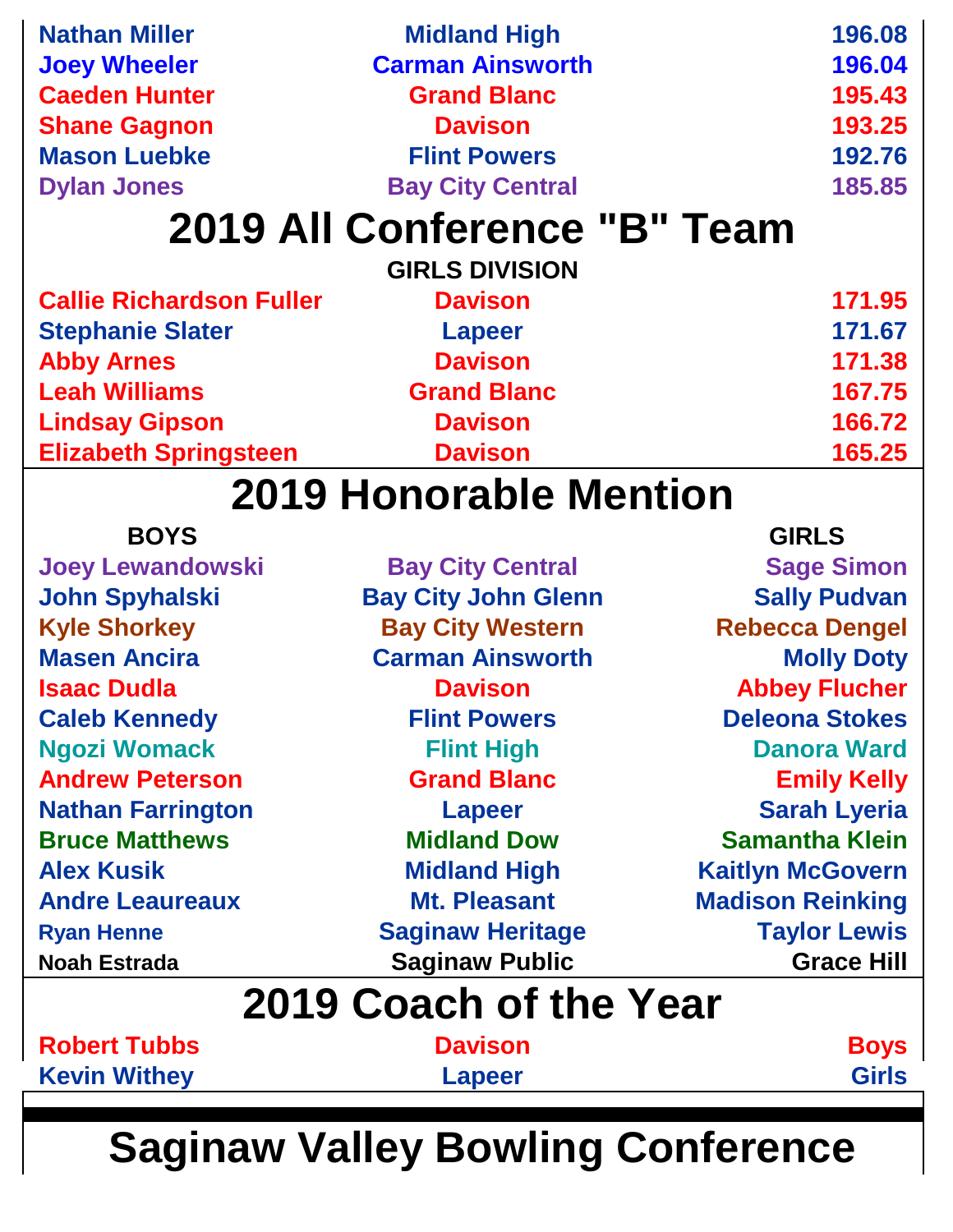| | | |
|---|---|---|
| Nathan Miller | Midland High | 196.08 |
| Joey Wheeler | Carman Ainsworth | 196.04 |
| Caeden Hunter | Grand Blanc | 195.43 |
| Shane Gagnon | Davison | 193.25 |
| Mason Luebke | Flint Powers | 192.76 |
| Dylan Jones | Bay City Central | 185.85 |

# 2019 All Conference "B" Team

**GIRLS DIVISION**

| | | |
|---|---|---|
| Callie Richardson Fuller | Davison | 171.95 |
| Stephanie Slater | Lapeer | 171.67 |
| Abby Arnes | Davison | 171.38 |
| Leah Williams | Grand Blanc | 167.75 |
| Lindsay Gipson | Davison | 166.72 |
| Elizabeth Springsteen | Davison | 165.25 |

# 2019 Honorable Mention

| BOYS | | GIRLS |
|---|---|---|
| Joey Lewandowski | Bay City Central | Sage Simon |
| John Spyhalski | Bay City John Glenn | Sally Pudvan |
| Kyle Shorkey | Bay City Western | Rebecca Dengel |
| Masen Ancira | Carman Ainsworth | Molly Doty |
| Isaac Dudla | Davison | Abbey Flucher |
| Caleb Kennedy | Flint Powers | Deleona Stokes |
| Ngozi Womack | Flint High | Danora Ward |
| Andrew Peterson | Grand Blanc | Emily Kelly |
| Nathan Farrington | Lapeer | Sarah Lyeria |
| Bruce Matthews | Midland Dow | Samantha Klein |
| Alex Kusik | Midland High | Kaitlyn McGovern |
| Andre Leaureaux | Mt. Pleasant | Madison Reinking |
| Ryan Henne | Saginaw Heritage | Taylor Lewis |
| Noah Estrada | Saginaw Public | Grace Hill |

# 2019 Coach of the Year

| | | |
|---|---|---|
| Robert Tubbs | Davison | Boys |
| Kevin Withey | Lapeer | Girls |

# Saginaw Valley Bowling Conference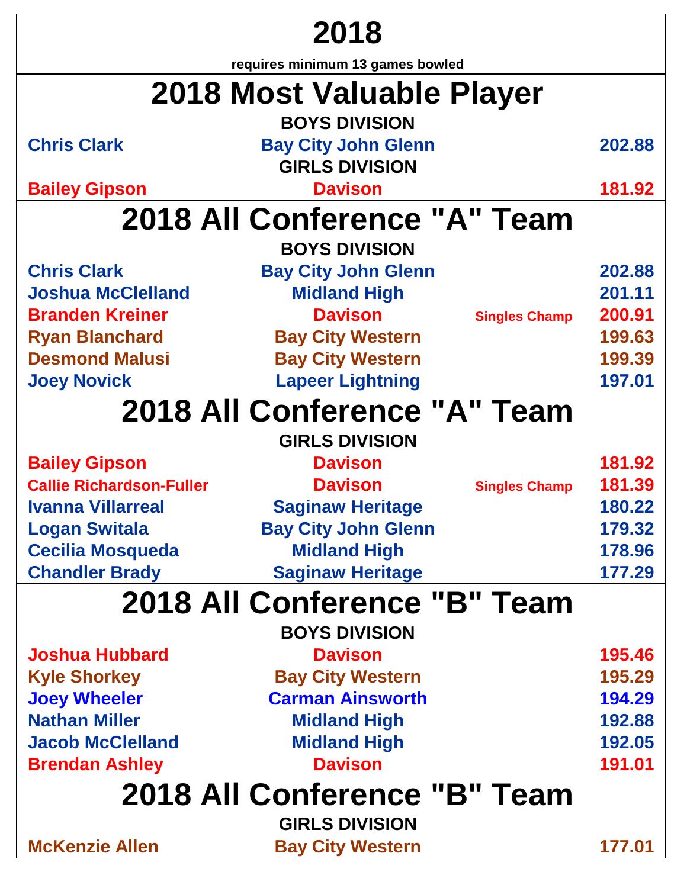# 2018

**requires minimum 13 games bowled**

## 2018 Most Valuable Player

**BOYS DIVISION**

| Name | School | | Average |
|---|---|---|---|
| Chris Clark | Bay City John Glenn | | 202.88 |

**GIRLS DIVISION**

| Name | School | | Average |
|---|---|---|---|
| Bailey Gipson | Davison | | 181.92 |

## 2018 All Conference "A" Team

**BOYS DIVISION**

| Name | School | | Average |
|---|---|---|---|
| Chris Clark | Bay City John Glenn | | 202.88 |
| Joshua McClelland | Midland High | | 201.11 |
| Branden Kreiner | Davison | Singles Champ | 200.91 |
| Ryan Blanchard | Bay City Western | | 199.63 |
| Desmond Malusi | Bay City Western | | 199.39 |
| Joey Novick | Lapeer Lightning | | 197.01 |

## 2018 All Conference "A" Team

**GIRLS DIVISION**

| Name | School | | Average |
|---|---|---|---|
| Bailey Gipson | Davison | | 181.92 |
| Callie Richardson-Fuller | Davison | Singles Champ | 181.39 |
| Ivanna Villarreal | Saginaw Heritage | | 180.22 |
| Logan Switala | Bay City John Glenn | | 179.32 |
| Cecilia Mosqueda | Midland High | | 178.96 |
| Chandler Brady | Saginaw Heritage | | 177.29 |

## 2018 All Conference "B" Team

**BOYS DIVISION**

| Name | School | | Average |
|---|---|---|---|
| Joshua Hubbard | Davison | | 195.46 |
| Kyle Shorkey | Bay City Western | | 195.29 |
| Joey Wheeler | Carman Ainsworth | | 194.29 |
| Nathan Miller | Midland High | | 192.88 |
| Jacob McClelland | Midland High | | 192.05 |
| Brendan Ashley | Davison | | 191.01 |

## 2018 All Conference "B" Team

**GIRLS DIVISION**

| Name | School | | Average |
|---|---|---|---|
| McKenzie Allen | Bay City Western | | 177.01 |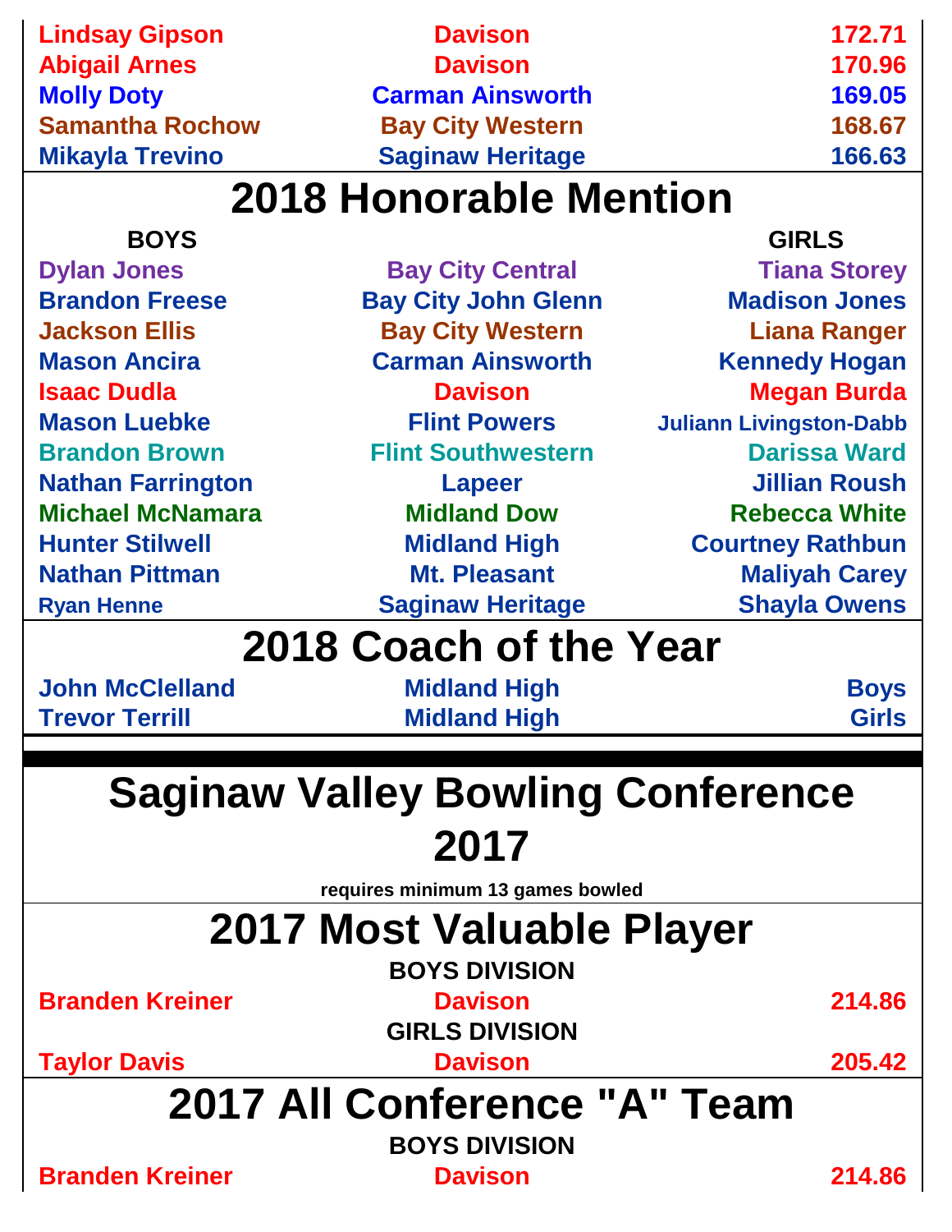| | | |
|---|---|---|
| Lindsay Gipson | Davison | 172.71 |
| Abigail Arnes | Davison | 170.96 |
| Molly Doty | Carman Ainsworth | 169.05 |
| Samantha Rochow | Bay City Western | 168.67 |
| Mikayla Trevino | Saginaw Heritage | 166.63 |

## 2018 Honorable Mention

| BOYS | | GIRLS |
|---|---|---|
| Dylan Jones | Bay City Central | Tiana Storey |
| Brandon Freese | Bay City John Glenn | Madison Jones |
| Jackson Ellis | Bay City Western | Liana Ranger |
| Mason Ancira | Carman Ainsworth | Kennedy Hogan |
| Isaac Dudla | Davison | Megan Burda |
| Mason Luebke | Flint Powers | Juliann Livingston-Dabb |
| Brandon Brown | Flint Southwestern | Darissa Ward |
| Nathan Farrington | Lapeer | Jillian Roush |
| Michael McNamara | Midland Dow | Rebecca White |
| Hunter Stilwell | Midland High | Courtney Rathbun |
| Nathan Pittman | Mt. Pleasant | Maliyah Carey |
| Ryan Henne | Saginaw Heritage | Shayla Owens |

## 2018 Coach of the Year

| | | |
|---|---|---|
| John McClelland | Midland High | Boys |
| Trevor Terrill | Midland High | Girls |

# Saginaw Valley Bowling Conference 2017

requires minimum 13 games bowled

## 2017 Most Valuable Player

**BOYS DIVISION**

| | | |
|---|---|---|
| Branden Kreiner | Davison | 214.86 |

**GIRLS DIVISION**

| | | |
|---|---|---|
| Taylor Davis | Davison | 205.42 |

## 2017 All Conference "A" Team

**BOYS DIVISION**

| | | |
|---|---|---|
| Branden Kreiner | Davison | 214.86 |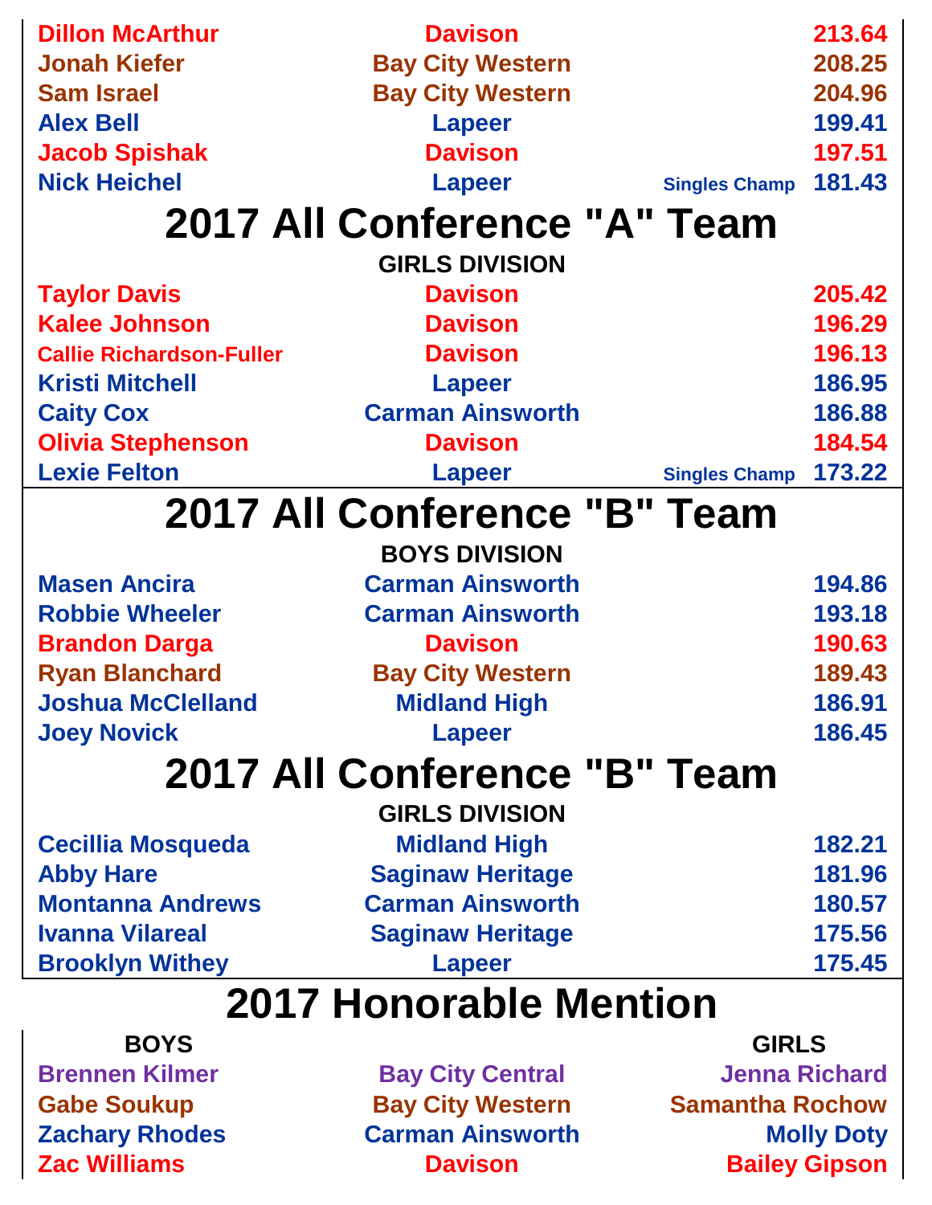| | | | |
|---|---|---|---|
| Dillon McArthur | Davison | | 213.64 |
| Jonah Kiefer | Bay City Western | | 208.25 |
| Sam Israel | Bay City Western | | 204.96 |
| Alex Bell | Lapeer | | 199.41 |
| Jacob Spishak | Davison | | 197.51 |
| Nick Heichel | Lapeer | Singles Champ | 181.43 |

# 2017 All Conference "A" Team

### GIRLS DIVISION

| | | | |
|---|---|---|---|
| Taylor Davis | Davison | | 205.42 |
| Kalee Johnson | Davison | | 196.29 |
| Callie Richardson-Fuller | Davison | | 196.13 |
| Kristi Mitchell | Lapeer | | 186.95 |
| Caity Cox | Carman Ainsworth | | 186.88 |
| Olivia Stephenson | Davison | | 184.54 |
| Lexie Felton | Lapeer | Singles Champ | 173.22 |

# 2017 All Conference "B" Team

### BOYS DIVISION

| | | |
|---|---|---|
| Masen Ancira | Carman Ainsworth | 194.86 |
| Robbie Wheeler | Carman Ainsworth | 193.18 |
| Brandon Darga | Davison | 190.63 |
| Ryan Blanchard | Bay City Western | 189.43 |
| Joshua McClelland | Midland High | 186.91 |
| Joey Novick | Lapeer | 186.45 |

# 2017 All Conference "B" Team

### GIRLS DIVISION

| | | |
|---|---|---|
| Cecillia Mosqueda | Midland High | 182.21 |
| Abby Hare | Saginaw Heritage | 181.96 |
| Montanna Andrews | Carman Ainsworth | 180.57 |
| Ivanna Vilareal | Saginaw Heritage | 175.56 |
| Brooklyn Withey | Lapeer | 175.45 |

# 2017 Honorable Mention

| BOYS | | GIRLS |
|---|---|---|
| Brennen Kilmer | Bay City Central | Jenna Richard |
| Gabe Soukup | Bay City Western | Samantha Rochow |
| Zachary Rhodes | Carman Ainsworth | Molly Doty |
| Zac Williams | Davison | Bailey Gipson |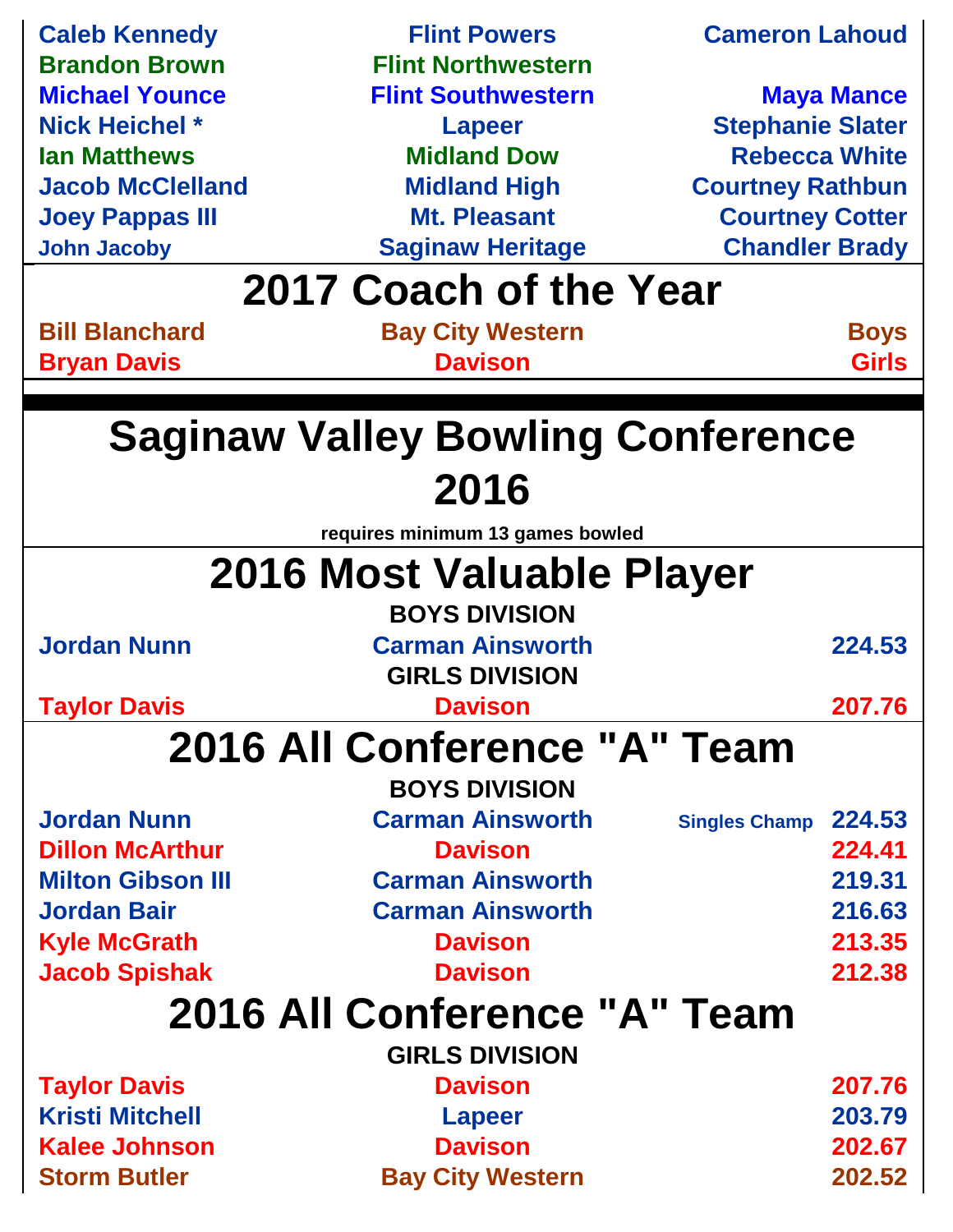| | | |
|---|---|---|
| Caleb Kennedy | Flint Powers | Cameron Lahoud |
| Brandon Brown | Flint Northwestern | |
| Michael Younce | Flint Southwestern | Maya Mance |
| Nick Heichel * | Lapeer | Stephanie Slater |
| Ian Matthews | Midland Dow | Rebecca White |
| Jacob McClelland | Midland High | Courtney Rathbun |
| Joey Pappas III | Mt. Pleasant | Courtney Cotter |
| John Jacoby | Saginaw Heritage | Chandler Brady |

## 2017 Coach of the Year

| | | |
|---|---|---|
| Bill Blanchard | Bay City Western | Boys |
| Bryan Davis | Davison | Girls |

# Saginaw Valley Bowling Conference 2016

**requires minimum 13 games bowled**

## 2016 Most Valuable Player

**BOYS DIVISION**

| | | |
|---|---|---|
| Jordan Nunn | Carman Ainsworth | 224.53 |

**GIRLS DIVISION**

| | | |
|---|---|---|
| Taylor Davis | Davison | 207.76 |

## 2016 All Conference "A" Team

**BOYS DIVISION**

| | | | |
|---|---|---|---|
| Jordan Nunn | Carman Ainsworth | Singles Champ | 224.53 |
| Dillon McArthur | Davison | | 224.41 |
| Milton Gibson III | Carman Ainsworth | | 219.31 |
| Jordan Bair | Carman Ainsworth | | 216.63 |
| Kyle McGrath | Davison | | 213.35 |
| Jacob Spishak | Davison | | 212.38 |

## 2016 All Conference "A" Team

**GIRLS DIVISION**

| | | |
|---|---|---|
| Taylor Davis | Davison | 207.76 |
| Kristi Mitchell | Lapeer | 203.79 |
| Kalee Johnson | Davison | 202.67 |
| Storm Butler | Bay City Western | 202.52 |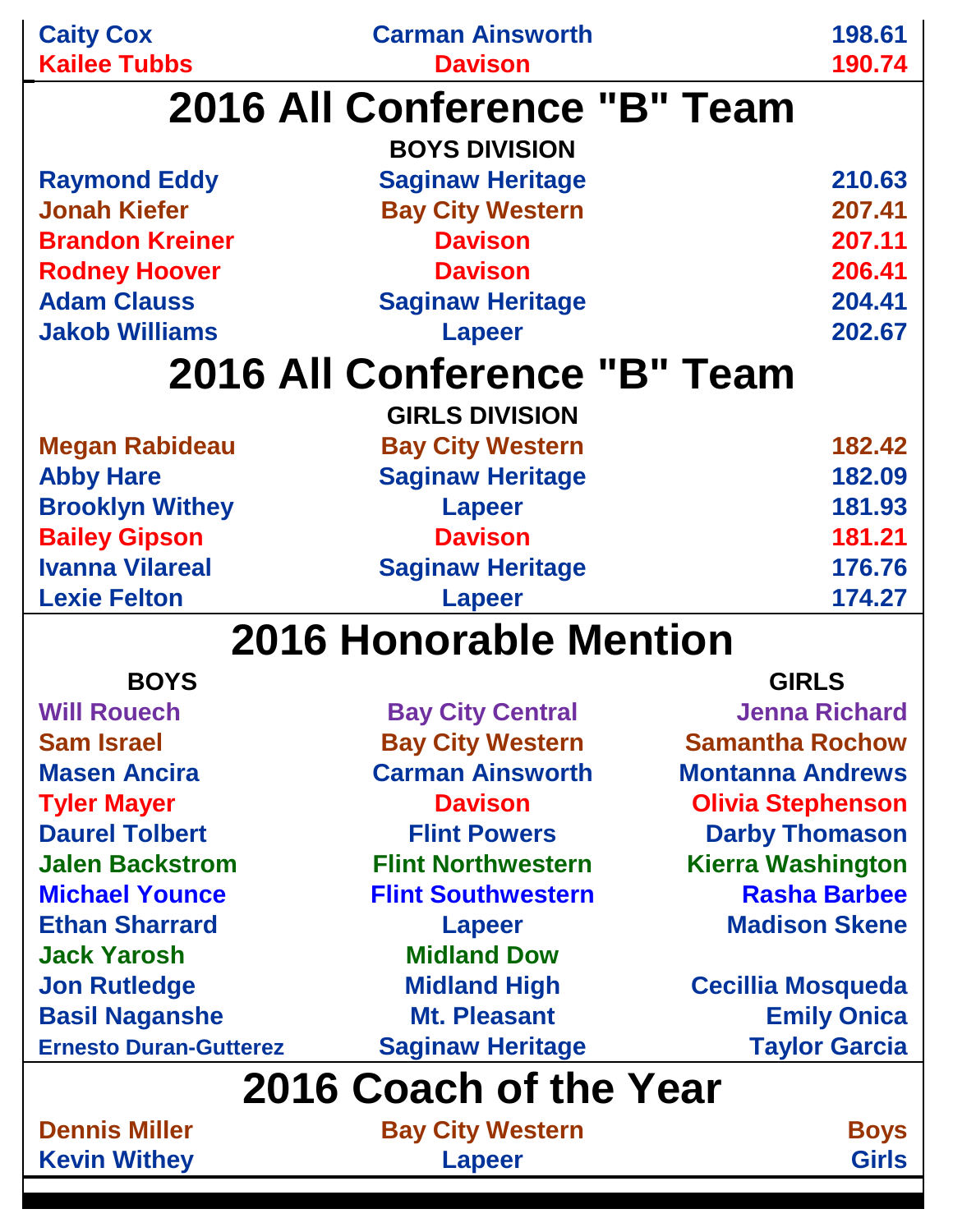| | | |
|---|---|---|
| Caity Cox | Carman Ainsworth | 198.61 |
| Kailee Tubbs | Davison | 190.74 |

# 2016 All Conference "B" Team

**BOYS DIVISION**

| | | |
|---|---|---|
| Raymond Eddy | Saginaw Heritage | 210.63 |
| Jonah Kiefer | Bay City Western | 207.41 |
| Brandon Kreiner | Davison | 207.11 |
| Rodney Hoover | Davison | 206.41 |
| Adam Clauss | Saginaw Heritage | 204.41 |
| Jakob Williams | Lapeer | 202.67 |

# 2016 All Conference "B" Team

**GIRLS DIVISION**

| | | |
|---|---|---|
| Megan Rabideau | Bay City Western | 182.42 |
| Abby Hare | Saginaw Heritage | 182.09 |
| Brooklyn Withey | Lapeer | 181.93 |
| Bailey Gipson | Davison | 181.21 |
| Ivanna Vilareal | Saginaw Heritage | 176.76 |
| Lexie Felton | Lapeer | 174.27 |

# 2016 Honorable Mention

| BOYS | | GIRLS |
|---|---|---|
| Will Rouech | Bay City Central | Jenna Richard |
| Sam Israel | Bay City Western | Samantha Rochow |
| Masen Ancira | Carman Ainsworth | Montanna Andrews |
| Tyler Mayer | Davison | Olivia Stephenson |
| Daurel Tolbert | Flint Powers | Darby Thomason |
| Jalen Backstrom | Flint Northwestern | Kierra Washington |
| Michael Younce | Flint Southwestern | Rasha Barbee |
| Ethan Sharrard | Lapeer | Madison Skene |
| Jack Yarosh | Midland Dow | |
| Jon Rutledge | Midland High | Cecillia Mosqueda |
| Basil Naganshe | Mt. Pleasant | Emily Onica |
| Ernesto Duran-Gutterez | Saginaw Heritage | Taylor Garcia |

# 2016 Coach of the Year

| | | |
|---|---|---|
| Dennis Miller | Bay City Western | Boys |
| Kevin Withey | Lapeer | Girls |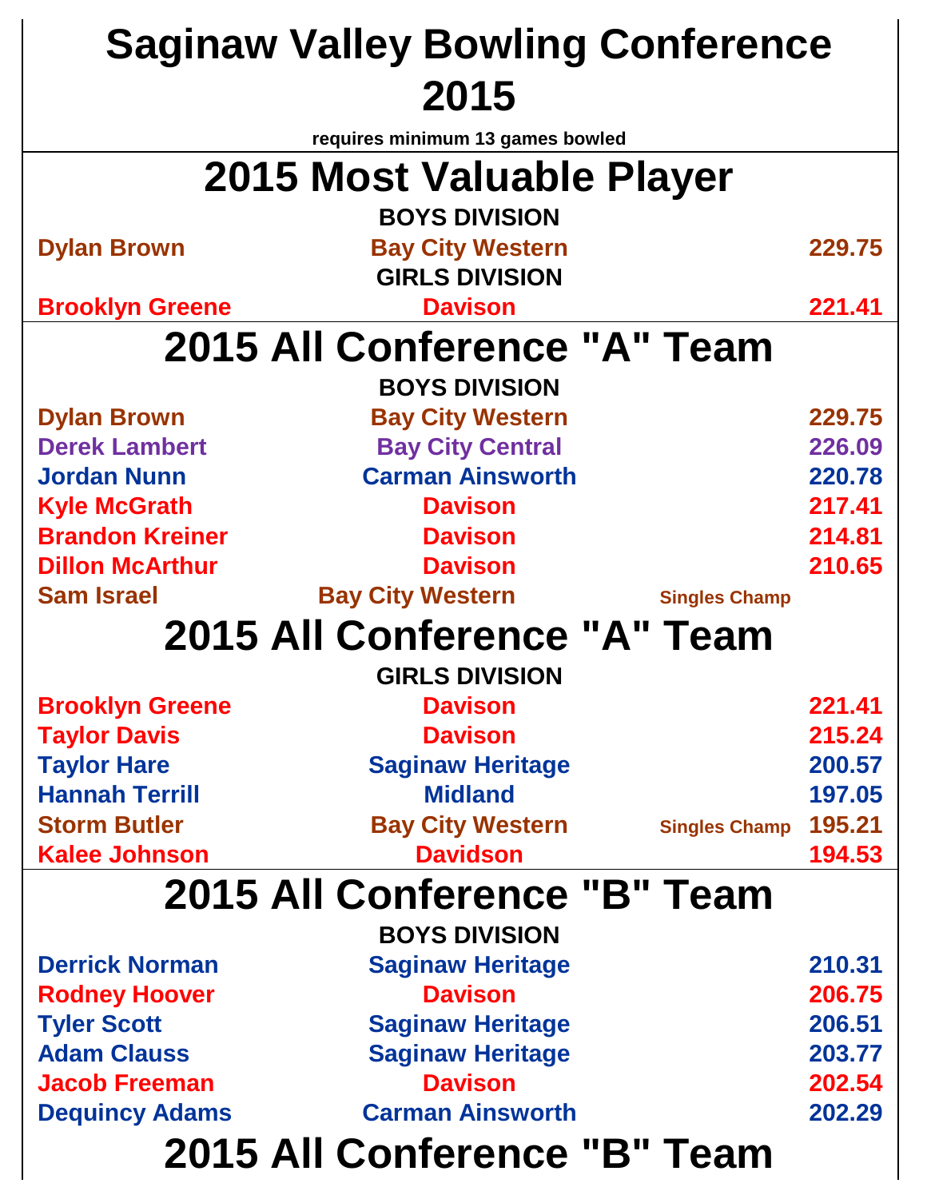# Saginaw Valley Bowling Conference 2015

**requires minimum 13 games bowled**

## 2015 Most Valuable Player

**BOYS DIVISION**

| | | | |
|---|---|---|---|
| Dylan Brown | Bay City Western | | 229.75 |

**GIRLS DIVISION**

| | | | |
|---|---|---|---|
| Brooklyn Greene | Davison | | 221.41 |

## 2015 All Conference "A" Team

**BOYS DIVISION**

| | | | |
|---|---|---|---|
| Dylan Brown | Bay City Western | | 229.75 |
| Derek Lambert | Bay City Central | | 226.09 |
| Jordan Nunn | Carman Ainsworth | | 220.78 |
| Kyle McGrath | Davison | | 217.41 |
| Brandon Kreiner | Davison | | 214.81 |
| Dillon McArthur | Davison | | 210.65 |
| Sam Israel | Bay City Western | Singles Champ | |

## 2015 All Conference "A" Team

**GIRLS DIVISION**

| | | | |
|---|---|---|---|
| Brooklyn Greene | Davison | | 221.41 |
| Taylor Davis | Davison | | 215.24 |
| Taylor Hare | Saginaw Heritage | | 200.57 |
| Hannah Terrill | Midland | | 197.05 |
| Storm Butler | Bay City Western | Singles Champ | 195.21 |
| Kalee Johnson | Davidson | | 194.53 |

## 2015 All Conference "B" Team

**BOYS DIVISION**

| | | | |
|---|---|---|---|
| Derrick Norman | Saginaw Heritage | | 210.31 |
| Rodney Hoover | Davison | | 206.75 |
| Tyler Scott | Saginaw Heritage | | 206.51 |
| Adam Clauss | Saginaw Heritage | | 203.77 |
| Jacob Freeman | Davison | | 202.54 |
| Dequincy Adams | Carman Ainsworth | | 202.29 |

## 2015 All Conference "B" Team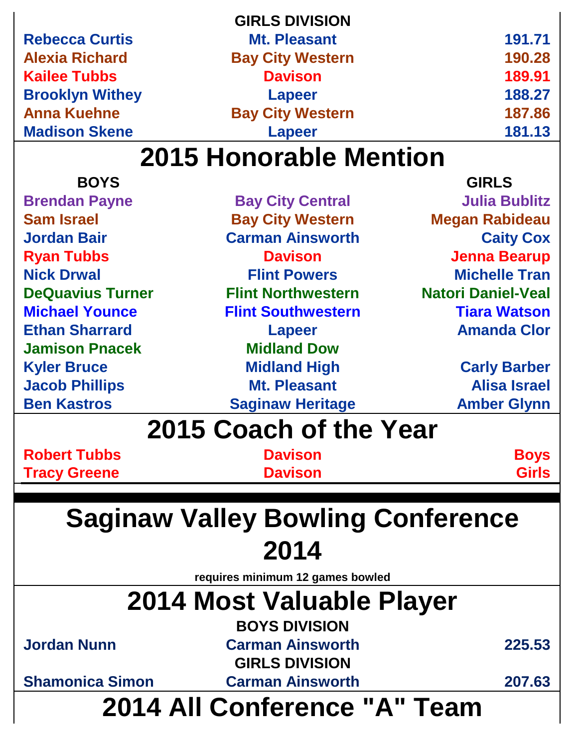### GIRLS DIVISION

| | | |
|---|---|---|
| Rebecca Curtis | Mt. Pleasant | 191.71 |
| Alexia Richard | Bay City Western | 190.28 |
| Kailee Tubbs | Davison | 189.91 |
| Brooklyn Withey | Lapeer | 188.27 |
| Anna Kuehne | Bay City Western | 187.86 |
| Madison Skene | Lapeer | 181.13 |

## 2015 Honorable Mention

| BOYS | | GIRLS |
|---|---|---|
| Brendan Payne | Bay City Central | Julia Bublitz |
| Sam Israel | Bay City Western | Megan Rabideau |
| Jordan Bair | Carman Ainsworth | Caity Cox |
| Ryan Tubbs | Davison | Jenna Bearup |
| Nick Drwal | Flint Powers | Michelle Tran |
| DeQuavius Turner | Flint Northwestern | Natori Daniel-Veal |
| Michael Younce | Flint Southwestern | Tiara Watson |
| Ethan Sharrard | Lapeer | Amanda Clor |
| Jamison Pnacek | Midland Dow | |
| Kyler Bruce | Midland High | Carly Barber |
| Jacob Phillips | Mt. Pleasant | Alisa Israel |
| Ben Kastros | Saginaw Heritage | Amber Glynn |

## 2015 Coach of the Year

| | | |
|---|---|---|
| Robert Tubbs | Davison | Boys |
| Tracy Greene | Davison | Girls |

# Saginaw Valley Bowling Conference 2014

requires minimum 12 games bowled

## 2014 Most Valuable Player

### BOYS DIVISION

| | | |
|---|---|---|
| Jordan Nunn | Carman Ainsworth | 225.53 |

### GIRLS DIVISION

| | | |
|---|---|---|
| Shamonica Simon | Carman Ainsworth | 207.63 |

## 2014 All Conference "A" Team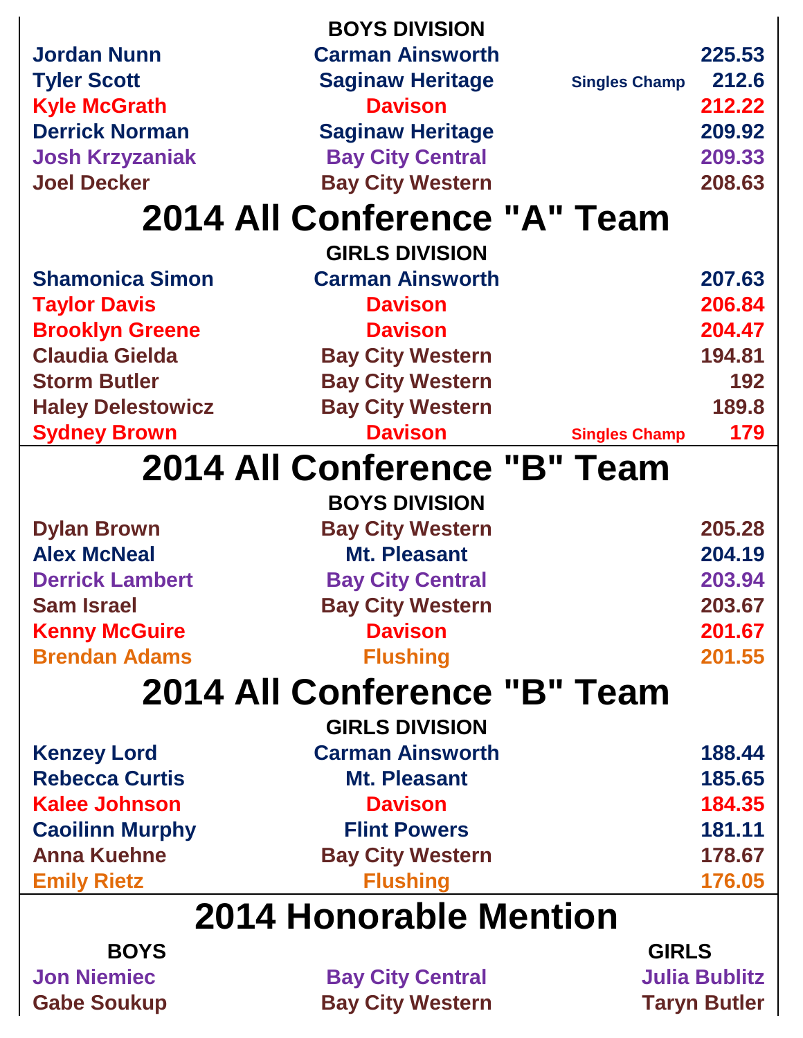**BOYS DIVISION**

| Name | School | | Average |
|---|---|---|---|
| Jordan Nunn | Carman Ainsworth | | 225.53 |
| Tyler Scott | Saginaw Heritage | Singles Champ | 212.6 |
| Kyle McGrath | Davison | | 212.22 |
| Derrick Norman | Saginaw Heritage | | 209.92 |
| Josh Krzyzaniak | Bay City Central | | 209.33 |
| Joel Decker | Bay City Western | | 208.63 |

# 2014 All Conference "A" Team

**GIRLS DIVISION**

| Name | School | | Average |
|---|---|---|---|
| Shamonica Simon | Carman Ainsworth | | 207.63 |
| Taylor Davis | Davison | | 206.84 |
| Brooklyn Greene | Davison | | 204.47 |
| Claudia Gielda | Bay City Western | | 194.81 |
| Storm Butler | Bay City Western | | 192 |
| Haley Delestowicz | Bay City Western | | 189.8 |
| Sydney Brown | Davison | Singles Champ | 179 |

# 2014 All Conference "B" Team

**BOYS DIVISION**

| Name | School | Average |
|---|---|---|
| Dylan Brown | Bay City Western | 205.28 |
| Alex McNeal | Mt. Pleasant | 204.19 |
| Derrick Lambert | Bay City Central | 203.94 |
| Sam Israel | Bay City Western | 203.67 |
| Kenny McGuire | Davison | 201.67 |
| Brendan Adams | Flushing | 201.55 |

# 2014 All Conference "B" Team

**GIRLS DIVISION**

| Name | School | Average |
|---|---|---|
| Kenzey Lord | Carman Ainsworth | 188.44 |
| Rebecca Curtis | Mt. Pleasant | 185.65 |
| Kalee Johnson | Davison | 184.35 |
| Caoilinn Murphy | Flint Powers | 181.11 |
| Anna Kuehne | Bay City Western | 178.67 |
| Emily Rietz | Flushing | 176.05 |

# 2014 Honorable Mention

| BOYS | | GIRLS |
|---|---|---|
| Jon Niemiec | Bay City Central | Julia Bublitz |
| Gabe Soukup | Bay City Western | Taryn Butler |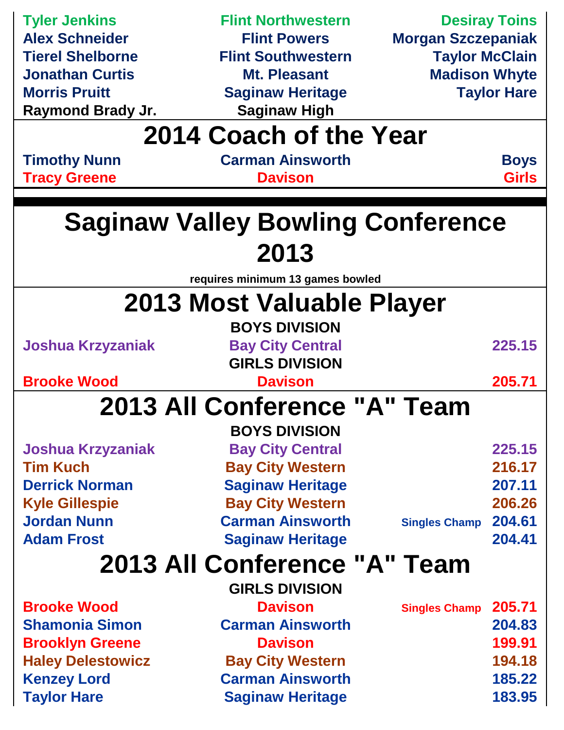| | | |
|---|---|---|
| Tyler Jenkins | Flint Northwestern | Desiray Toins |
| Alex Schneider | Flint Powers | Morgan Szczepaniak |
| Tierel Shelborne | Flint Southwestern | Taylor McClain |
| Jonathan Curtis | Mt. Pleasant | Madison Whyte |
| Morris Pruitt | Saginaw Heritage | Taylor Hare |
| Raymond Brady Jr. | Saginaw High | |

## 2014 Coach of the Year

| | | |
|---|---|---|
| Timothy Nunn | Carman Ainsworth | Boys |
| Tracy Greene | Davison | Girls |

# Saginaw Valley Bowling Conference 2013

requires minimum 13 games bowled

## 2013 Most Valuable Player

**BOYS DIVISION**

| | | |
|---|---|---|
| Joshua Krzyzaniak | Bay City Central | 225.15 |

**GIRLS DIVISION**

| | | |
|---|---|---|
| Brooke Wood | Davison | 205.71 |

## 2013 All Conference "A" Team

**BOYS DIVISION**

| | | | |
|---|---|---|---|
| Joshua Krzyzaniak | Bay City Central | | 225.15 |
| Tim Kuch | Bay City Western | | 216.17 |
| Derrick Norman | Saginaw Heritage | | 207.11 |
| Kyle Gillespie | Bay City Western | | 206.26 |
| Jordan Nunn | Carman Ainsworth | Singles Champ | 204.61 |
| Adam Frost | Saginaw Heritage | | 204.41 |

## 2013 All Conference "A" Team

**GIRLS DIVISION**

| | | | |
|---|---|---|---|
| Brooke Wood | Davison | Singles Champ | 205.71 |
| Shamonia Simon | Carman Ainsworth | | 204.83 |
| Brooklyn Greene | Davison | | 199.91 |
| Haley Delestowicz | Bay City Western | | 194.18 |
| Kenzey Lord | Carman Ainsworth | | 185.22 |
| Taylor Hare | Saginaw Heritage | | 183.95 |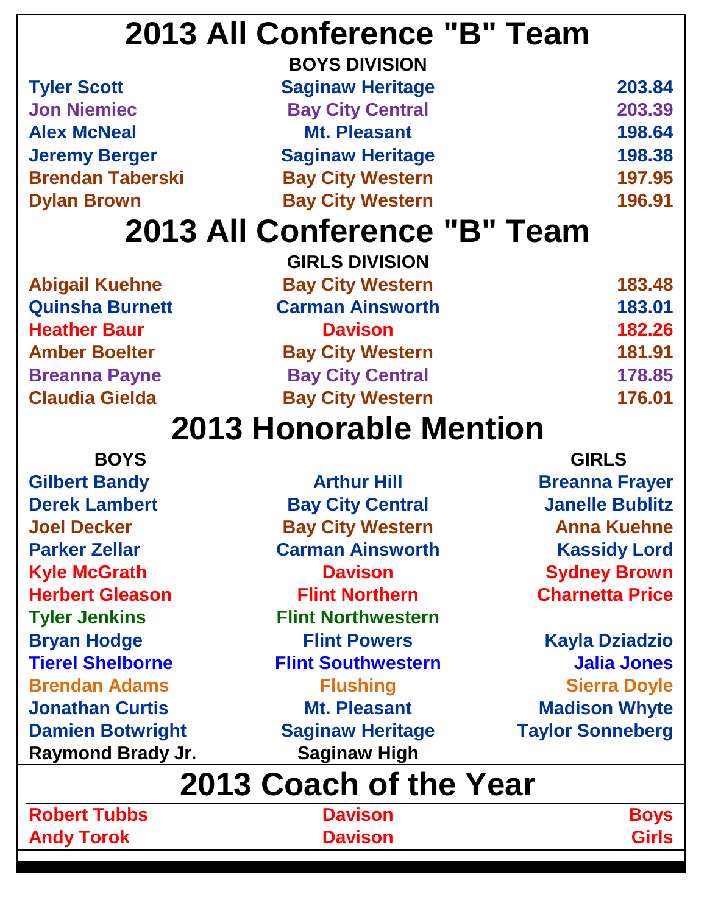# 2013 All Conference "B" Team

**BOYS DIVISION**

| Name | School | Score |
|---|---|---|
| Tyler Scott | Saginaw Heritage | 203.84 |
| Jon Niemiec | Bay City Central | 203.39 |
| Alex McNeal | Mt. Pleasant | 198.64 |
| Jeremy Berger | Saginaw Heritage | 198.38 |
| Brendan Taberski | Bay City Western | 197.95 |
| Dylan Brown | Bay City Western | 196.91 |

# 2013 All Conference "B" Team

**GIRLS DIVISION**

| Name | School | Score |
|---|---|---|
| Abigail Kuehne | Bay City Western | 183.48 |
| Quinsha Burnett | Carman Ainsworth | 183.01 |
| Heather Baur | Davison | 182.26 |
| Amber Boelter | Bay City Western | 181.91 |
| Breanna Payne | Bay City Central | 178.85 |
| Claudia Gielda | Bay City Western | 176.01 |

# 2013 Honorable Mention

| BOYS | | GIRLS |
|---|---|---|
| Gilbert Bandy | Arthur Hill | Breanna Frayer |
| Derek Lambert | Bay City Central | Janelle Bublitz |
| Joel Decker | Bay City Western | Anna Kuehne |
| Parker Zellar | Carman Ainsworth | Kassidy Lord |
| Kyle McGrath | Davison | Sydney Brown |
| Herbert Gleason | Flint Northern | Charnetta Price |
| Tyler Jenkins | Flint Northwestern | |
| Bryan Hodge | Flint Powers | Kayla Dziadzio |
| Tierel Shelborne | Flint Southwestern | Jalia Jones |
| Brendan Adams | Flushing | Sierra Doyle |
| Jonathan Curtis | Mt. Pleasant | Madison Whyte |
| Damien Botwright | Saginaw Heritage | Taylor Sonneberg |
| Raymond Brady Jr. | Saginaw High | |

# 2013 Coach of the Year

| Name | School | Division |
|---|---|---|
| Robert Tubbs | Davison | Boys |
| Andy Torok | Davison | Girls |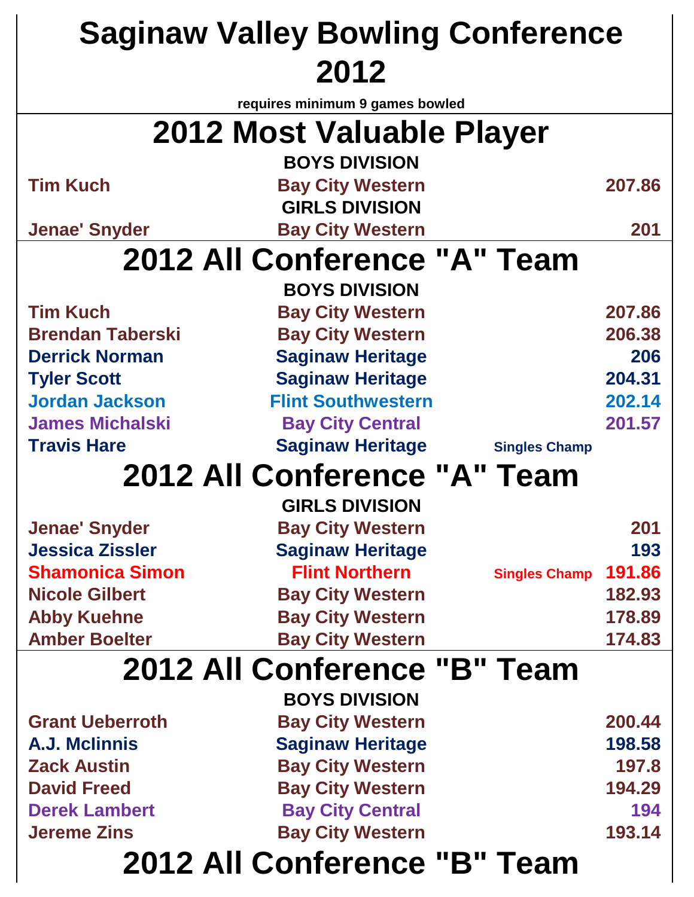# Saginaw Valley Bowling Conference 2012

**requires minimum 9 games bowled**

## 2012 Most Valuable Player

**BOYS DIVISION**

| | | | |
|---|---|---|---|
| Tim Kuch | Bay City Western | | 207.86 |

**GIRLS DIVISION**

| | | | |
|---|---|---|---|
| Jenae' Snyder | Bay City Western | | 201 |

## 2012 All Conference "A" Team

**BOYS DIVISION**

| | | | |
|---|---|---|---|
| Tim Kuch | Bay City Western | | 207.86 |
| Brendan Taberski | Bay City Western | | 206.38 |
| Derrick Norman | Saginaw Heritage | | 206 |
| Tyler Scott | Saginaw Heritage | | 204.31 |
| Jordan Jackson | Flint Southwestern | | 202.14 |
| James Michalski | Bay City Central | | 201.57 |
| Travis Hare | Saginaw Heritage | Singles Champ | |

## 2012 All Conference "A" Team

**GIRLS DIVISION**

| | | | |
|---|---|---|---|
| Jenae' Snyder | Bay City Western | | 201 |
| Jessica Zissler | Saginaw Heritage | | 193 |
| Shamonica Simon | Flint Northern | Singles Champ | 191.86 |
| Nicole Gilbert | Bay City Western | | 182.93 |
| Abby Kuehne | Bay City Western | | 178.89 |
| Amber Boelter | Bay City Western | | 174.83 |

## 2012 All Conference "B" Team

**BOYS DIVISION**

| | | | |
|---|---|---|---|
| Grant Ueberroth | Bay City Western | | 200.44 |
| A.J. Mclinnis | Saginaw Heritage | | 198.58 |
| Zack Austin | Bay City Western | | 197.8 |
| David Freed | Bay City Western | | 194.29 |
| Derek Lambert | Bay City Central | | 194 |
| Jereme Zins | Bay City Western | | 193.14 |

## 2012 All Conference "B" Team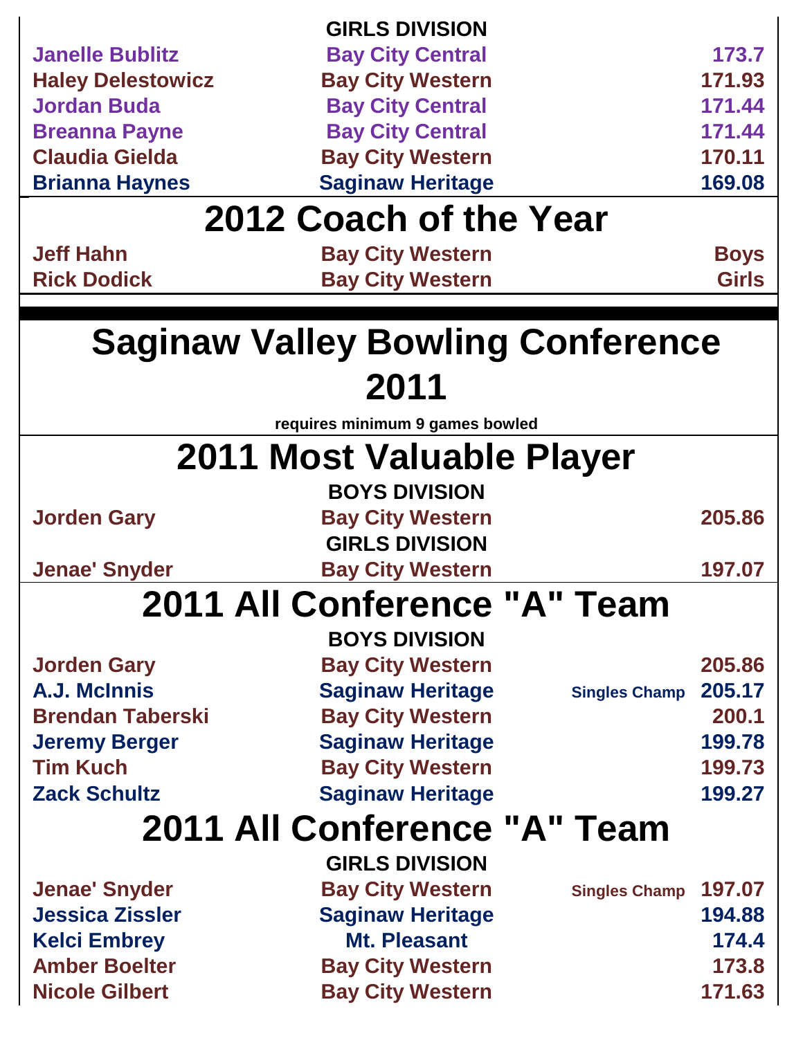**GIRLS DIVISION**

| | | | |
|---|---|---|---|
| Janelle Bublitz | Bay City Central | | 173.7 |
| Haley Delestowicz | Bay City Western | | 171.93 |
| Jordan Buda | Bay City Central | | 171.44 |
| Breanna Payne | Bay City Central | | 171.44 |
| Claudia Gielda | Bay City Western | | 170.11 |
| Brianna Haynes | Saginaw Heritage | | 169.08 |

## 2012 Coach of the Year

| | | |
|---|---|---|
| Jeff Hahn | Bay City Western | Boys |
| Rick Dodick | Bay City Western | Girls |

# Saginaw Valley Bowling Conference 2011

**requires minimum 9 games bowled**

## 2011 Most Valuable Player

**BOYS DIVISION**

| | | |
|---|---|---|
| Jorden Gary | Bay City Western | 205.86 |

**GIRLS DIVISION**

| | | |
|---|---|---|
| Jenae' Snyder | Bay City Western | 197.07 |

## 2011 All Conference "A" Team

**BOYS DIVISION**

| | | | |
|---|---|---|---|
| Jorden Gary | Bay City Western | | 205.86 |
| A.J. McInnis | Saginaw Heritage | Singles Champ | 205.17 |
| Brendan Taberski | Bay City Western | | 200.1 |
| Jeremy Berger | Saginaw Heritage | | 199.78 |
| Tim Kuch | Bay City Western | | 199.73 |
| Zack Schultz | Saginaw Heritage | | 199.27 |

## 2011 All Conference "A" Team

**GIRLS DIVISION**

| | | | |
|---|---|---|---|
| Jenae' Snyder | Bay City Western | Singles Champ | 197.07 |
| Jessica Zissler | Saginaw Heritage | | 194.88 |
| Kelci Embrey | Mt. Pleasant | | 174.4 |
| Amber Boelter | Bay City Western | | 173.8 |
| Nicole Gilbert | Bay City Western | | 171.63 |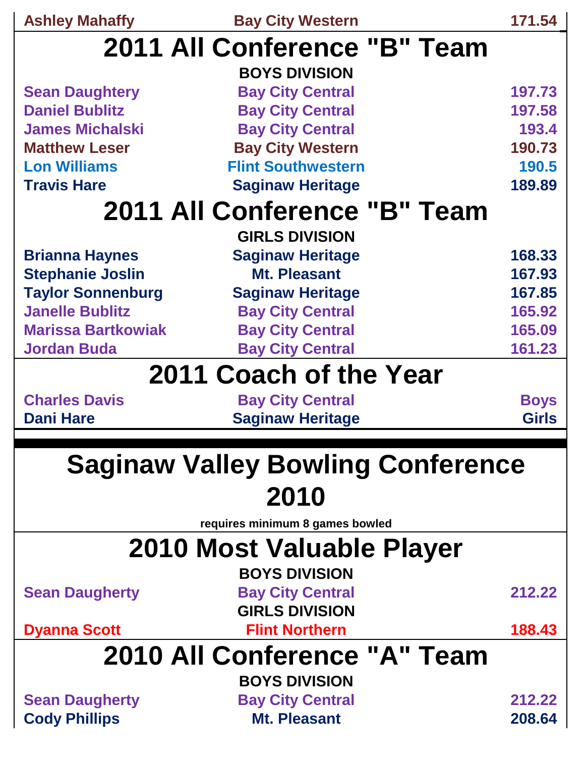| Ashley Mahaffy | Bay City Western | 171.54 |
| --- | --- | --- |

## 2011 All Conference "B" Team

**BOYS DIVISION**

| Name | School | Average |
| --- | --- | --- |
| Sean Daughtery | Bay City Central | 197.73 |
| Daniel Bublitz | Bay City Central | 197.58 |
| James Michalski | Bay City Central | 193.4 |
| Matthew Leser | Bay City Western | 190.73 |
| Lon Williams | Flint Southwestern | 190.5 |
| Travis Hare | Saginaw Heritage | 189.89 |

## 2011 All Conference "B" Team

**GIRLS DIVISION**

| Name | School | Average |
| --- | --- | --- |
| Brianna Haynes | Saginaw Heritage | 168.33 |
| Stephanie Joslin | Mt. Pleasant | 167.93 |
| Taylor Sonnenburg | Saginaw Heritage | 167.85 |
| Janelle Bublitz | Bay City Central | 165.92 |
| Marissa Bartkowiak | Bay City Central | 165.09 |
| Jordan Buda | Bay City Central | 161.23 |

## 2011 Coach of the Year

| Name | School | Division |
| --- | --- | --- |
| Charles Davis | Bay City Central | Boys |
| Dani Hare | Saginaw Heritage | Girls |

# Saginaw Valley Bowling Conference 2010

**requires minimum 8 games bowled**

## 2010 Most Valuable Player

**BOYS DIVISION**

| Name | School | Average |
| --- | --- | --- |
| Sean Daugherty | Bay City Central | 212.22 |

**GIRLS DIVISION**

| Name | School | Average |
| --- | --- | --- |
| Dyanna Scott | Flint Northern | 188.43 |

## 2010 All Conference "A" Team

**BOYS DIVISION**

| Name | School | Average |
| --- | --- | --- |
| Sean Daugherty | Bay City Central | 212.22 |
| Cody Phillips | Mt. Pleasant | 208.64 |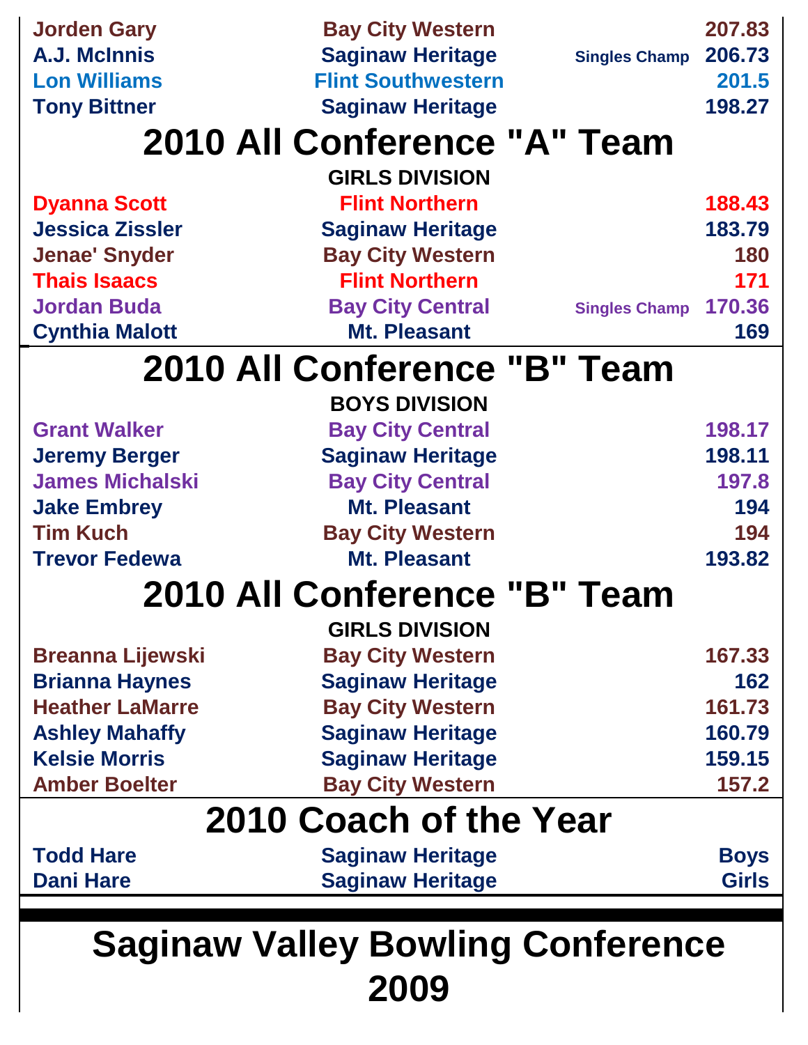| | | | |
|---|---|---|---|
| Jorden Gary | Bay City Western | | 207.83 |
| A.J. McInnis | Saginaw Heritage | Singles Champ | 206.73 |
| Lon Williams | Flint Southwestern | | 201.5 |
| Tony Bittner | Saginaw Heritage | | 198.27 |

## 2010 All Conference "A" Team

**GIRLS DIVISION**

| | | | |
|---|---|---|---|
| Dyanna Scott | Flint Northern | | 188.43 |
| Jessica Zissler | Saginaw Heritage | | 183.79 |
| Jenae' Snyder | Bay City Western | | 180 |
| Thais Isaacs | Flint Northern | | 171 |
| Jordan Buda | Bay City Central | Singles Champ | 170.36 |
| Cynthia Malott | Mt. Pleasant | | 169 |

## 2010 All Conference "B" Team

**BOYS DIVISION**

| | | |
|---|---|---|
| Grant Walker | Bay City Central | 198.17 |
| Jeremy Berger | Saginaw Heritage | 198.11 |
| James Michalski | Bay City Central | 197.8 |
| Jake Embrey | Mt. Pleasant | 194 |
| Tim Kuch | Bay City Western | 194 |
| Trevor Fedewa | Mt. Pleasant | 193.82 |

## 2010 All Conference "B" Team

**GIRLS DIVISION**

| | | |
|---|---|---|
| Breanna Lijewski | Bay City Western | 167.33 |
| Brianna Haynes | Saginaw Heritage | 162 |
| Heather LaMarre | Bay City Western | 161.73 |
| Ashley Mahaffy | Saginaw Heritage | 160.79 |
| Kelsie Morris | Saginaw Heritage | 159.15 |
| Amber Boelter | Bay City Western | 157.2 |

## 2010 Coach of the Year

| | | |
|---|---|---|
| Todd Hare | Saginaw Heritage | Boys |
| Dani Hare | Saginaw Heritage | Girls |

# Saginaw Valley Bowling Conference 2009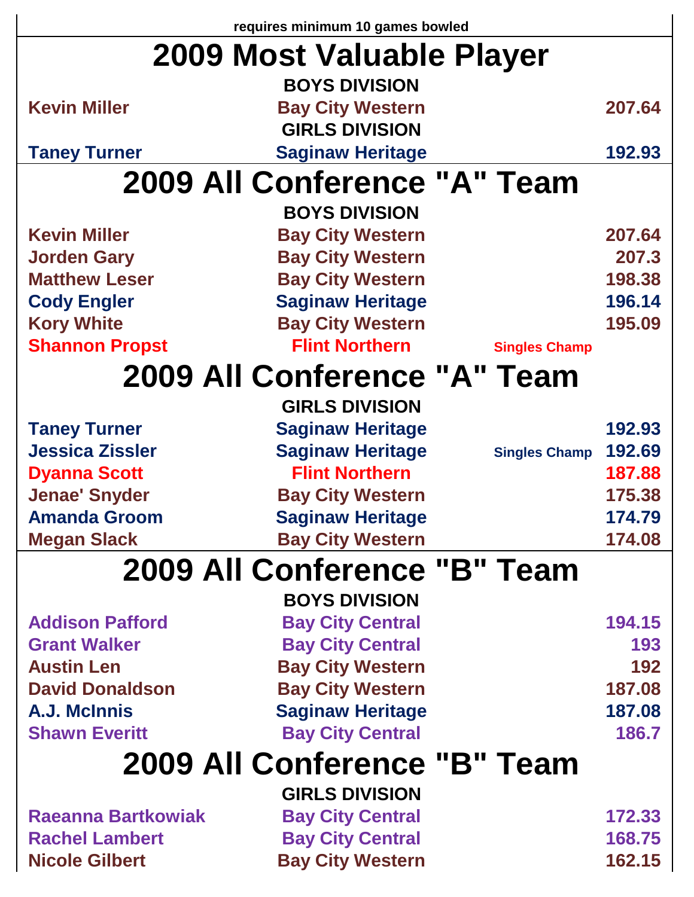requires minimum 10 games bowled

# 2009 Most Valuable Player

**BOYS DIVISION**

| | | | |
|---|---|---|---|
| Kevin Miller | Bay City Western | | 207.64 |

**GIRLS DIVISION**

| | | | |
|---|---|---|---|
| Taney Turner | Saginaw Heritage | | 192.93 |

# 2009 All Conference "A" Team

**BOYS DIVISION**

| | | | |
|---|---|---|---|
| Kevin Miller | Bay City Western | | 207.64 |
| Jorden Gary | Bay City Western | | 207.3 |
| Matthew Leser | Bay City Western | | 198.38 |
| Cody Engler | Saginaw Heritage | | 196.14 |
| Kory White | Bay City Western | | 195.09 |
| Shannon Propst | Flint Northern | Singles Champ | |

# 2009 All Conference "A" Team

**GIRLS DIVISION**

| | | | |
|---|---|---|---|
| Taney Turner | Saginaw Heritage | | 192.93 |
| Jessica Zissler | Saginaw Heritage | Singles Champ | 192.69 |
| Dyanna Scott | Flint Northern | | 187.88 |
| Jenae' Snyder | Bay City Western | | 175.38 |
| Amanda Groom | Saginaw Heritage | | 174.79 |
| Megan Slack | Bay City Western | | 174.08 |

# 2009 All Conference "B" Team

**BOYS DIVISION**

| | | | |
|---|---|---|---|
| Addison Pafford | Bay City Central | | 194.15 |
| Grant Walker | Bay City Central | | 193 |
| Austin Len | Bay City Western | | 192 |
| David Donaldson | Bay City Western | | 187.08 |
| A.J. McInnis | Saginaw Heritage | | 187.08 |
| Shawn Everitt | Bay City Central | | 186.7 |

# 2009 All Conference "B" Team

**GIRLS DIVISION**

| | | | |
|---|---|---|---|
| Raeanna Bartkowiak | Bay City Central | | 172.33 |
| Rachel Lambert | Bay City Central | | 168.75 |
| Nicole Gilbert | Bay City Western | | 162.15 |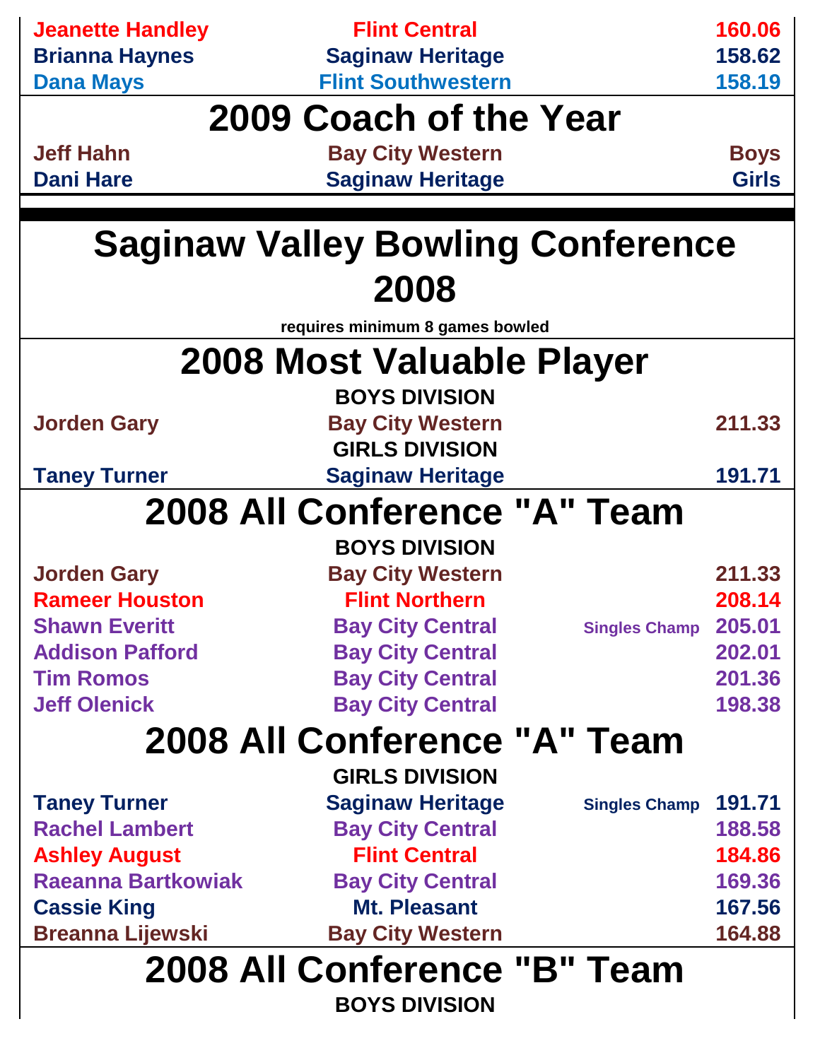| | | |
|---|---|---|
| Jeanette Handley | Flint Central | 160.06 |
| Brianna Haynes | Saginaw Heritage | 158.62 |
| Dana Mays | Flint Southwestern | 158.19 |

## 2009 Coach of the Year

| | | |
|---|---|---|
| Jeff Hahn | Bay City Western | Boys |
| Dani Hare | Saginaw Heritage | Girls |

# Saginaw Valley Bowling Conference 2008

**requires minimum 8 games bowled**

## 2008 Most Valuable Player

**BOYS DIVISION**

| | | |
|---|---|---|
| Jorden Gary | Bay City Western | 211.33 |

**GIRLS DIVISION**

| | | |
|---|---|---|
| Taney Turner | Saginaw Heritage | 191.71 |

## 2008 All Conference "A" Team

**BOYS DIVISION**

| | | | |
|---|---|---|---|
| Jorden Gary | Bay City Western | | 211.33 |
| Rameer Houston | Flint Northern | | 208.14 |
| Shawn Everitt | Bay City Central | Singles Champ | 205.01 |
| Addison Pafford | Bay City Central | | 202.01 |
| Tim Romos | Bay City Central | | 201.36 |
| Jeff Olenick | Bay City Central | | 198.38 |

## 2008 All Conference "A" Team

**GIRLS DIVISION**

| | | | |
|---|---|---|---|
| Taney Turner | Saginaw Heritage | Singles Champ | 191.71 |
| Rachel Lambert | Bay City Central | | 188.58 |
| Ashley August | Flint Central | | 184.86 |
| Raeanna Bartkowiak | Bay City Central | | 169.36 |
| Cassie King | Mt. Pleasant | | 167.56 |
| Breanna Lijewski | Bay City Western | | 164.88 |

## 2008 All Conference "B" Team

**BOYS DIVISION**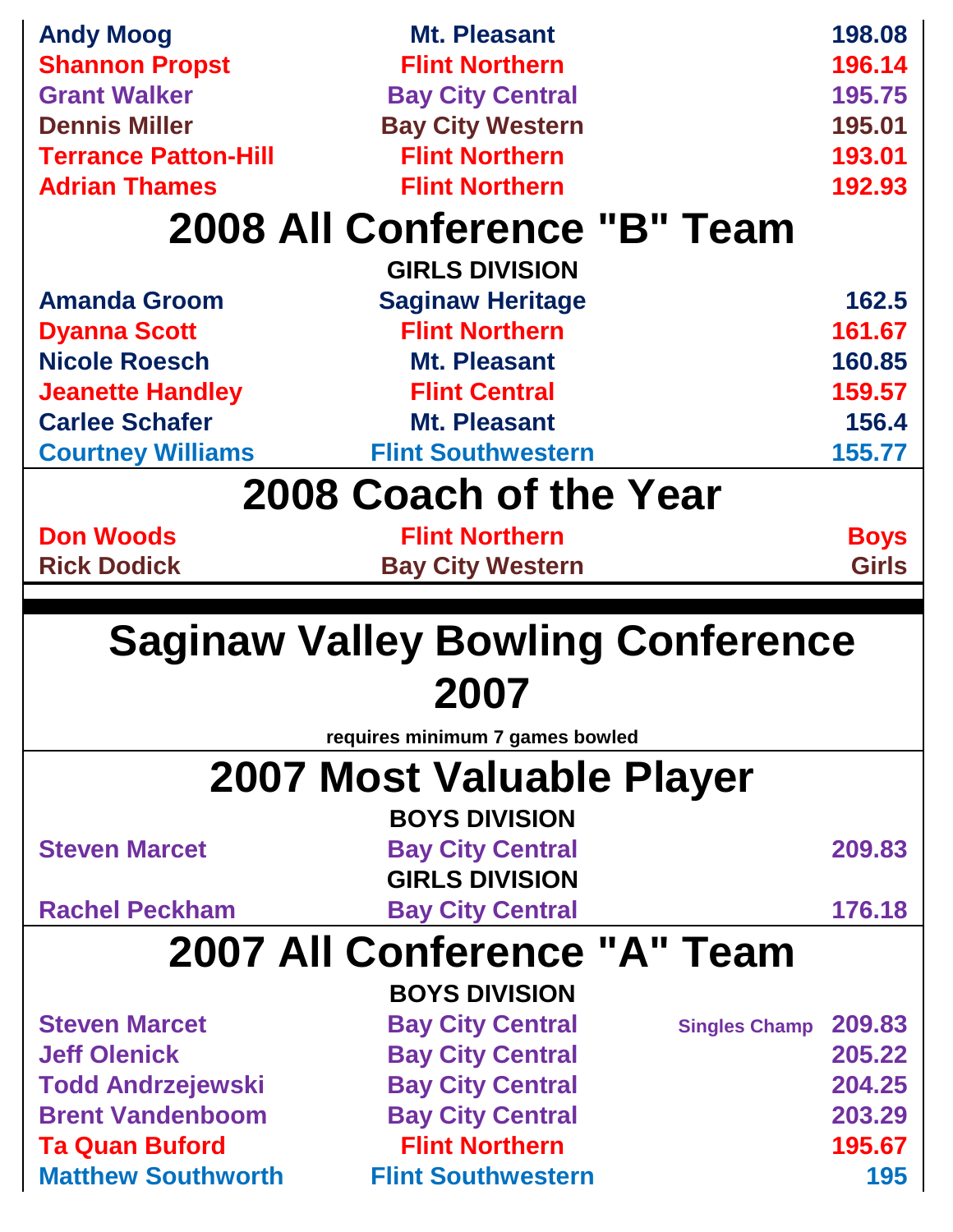| | | | |
|---|---|---|---|
| Andy Moog | Mt. Pleasant | | 198.08 |
| Shannon Propst | Flint Northern | | 196.14 |
| Grant Walker | Bay City Central | | 195.75 |
| Dennis Miller | Bay City Western | | 195.01 |
| Terrance Patton-Hill | Flint Northern | | 193.01 |
| Adrian Thames | Flint Northern | | 192.93 |

## 2008 All Conference "B" Team

**GIRLS DIVISION**

| | | |
|---|---|---|
| Amanda Groom | Saginaw Heritage | 162.5 |
| Dyanna Scott | Flint Northern | 161.67 |
| Nicole Roesch | Mt. Pleasant | 160.85 |
| Jeanette Handley | Flint Central | 159.57 |
| Carlee Schafer | Mt. Pleasant | 156.4 |
| Courtney Williams | Flint Southwestern | 155.77 |

## 2008 Coach of the Year

| | | |
|---|---|---|
| Don Woods | Flint Northern | Boys |
| Rick Dodick | Bay City Western | Girls |

# Saginaw Valley Bowling Conference 2007

**requires minimum 7 games bowled**

## 2007 Most Valuable Player

**BOYS DIVISION**

| | | |
|---|---|---|
| Steven Marcet | Bay City Central | 209.83 |

**GIRLS DIVISION**

| | | |
|---|---|---|
| Rachel Peckham | Bay City Central | 176.18 |

## 2007 All Conference "A" Team

**BOYS DIVISION**

| | | | |
|---|---|---|---|
| Steven Marcet | Bay City Central | Singles Champ | 209.83 |
| Jeff Olenick | Bay City Central | | 205.22 |
| Todd Andrzejewski | Bay City Central | | 204.25 |
| Brent Vandenboom | Bay City Central | | 203.29 |
| Ta Quan Buford | Flint Northern | | 195.67 |
| Matthew Southworth | Flint Southwestern | | 195 |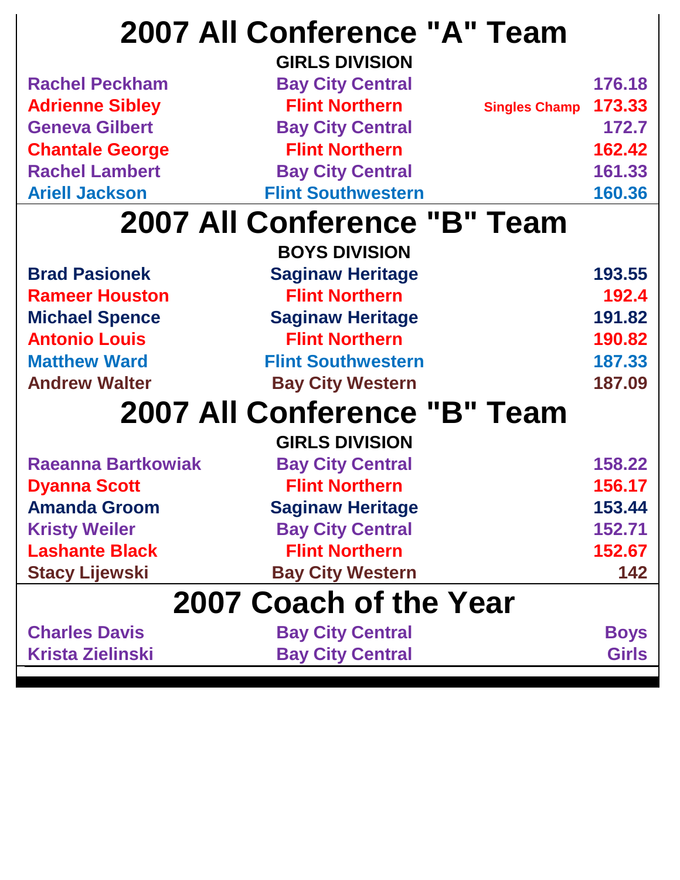# 2007 All Conference "A" Team

**GIRLS DIVISION**

| | | | |
|---|---|---|---|
| Rachel Peckham | Bay City Central | | 176.18 |
| Adrienne Sibley | Flint Northern | Singles Champ | 173.33 |
| Geneva Gilbert | Bay City Central | | 172.7 |
| Chantale George | Flint Northern | | 162.42 |
| Rachel Lambert | Bay City Central | | 161.33 |
| Ariell Jackson | Flint Southwestern | | 160.36 |

# 2007 All Conference "B" Team

**BOYS DIVISION**

| | | |
|---|---|---|
| Brad Pasionek | Saginaw Heritage | 193.55 |
| Rameer Houston | Flint Northern | 192.4 |
| Michael Spence | Saginaw Heritage | 191.82 |
| Antonio Louis | Flint Northern | 190.82 |
| Matthew Ward | Flint Southwestern | 187.33 |
| Andrew Walter | Bay City Western | 187.09 |

# 2007 All Conference "B" Team

**GIRLS DIVISION**

| | | |
|---|---|---|
| Raeanna Bartkowiak | Bay City Central | 158.22 |
| Dyanna Scott | Flint Northern | 156.17 |
| Amanda Groom | Saginaw Heritage | 153.44 |
| Kristy Weiler | Bay City Central | 152.71 |
| Lashante Black | Flint Northern | 152.67 |
| Stacy Lijewski | Bay City Western | 142 |

# 2007 Coach of the Year

| | | |
|---|---|---|
| Charles Davis | Bay City Central | Boys |
| Krista Zielinski | Bay City Central | Girls |